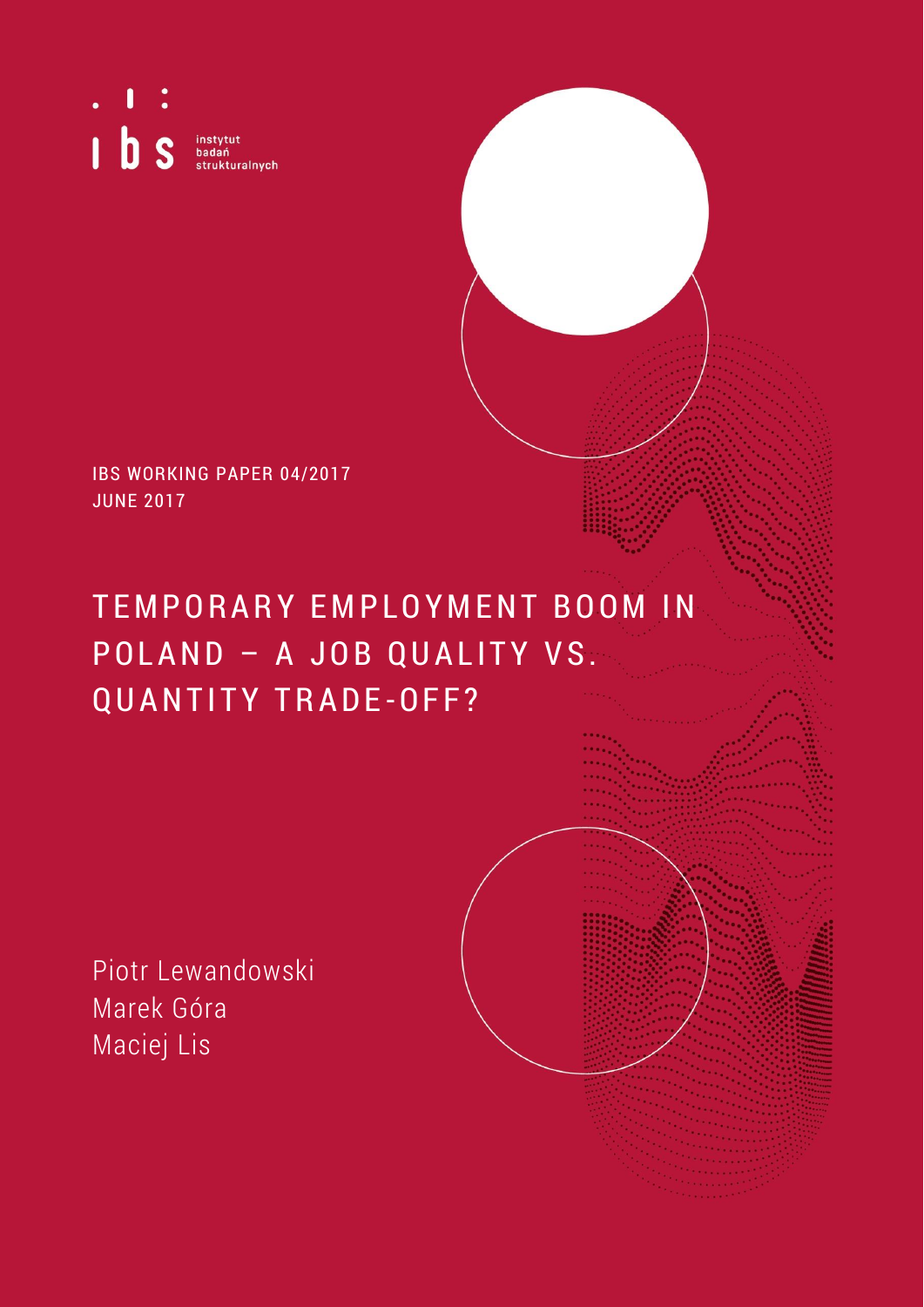instytut badań strukturalnych

IBS WORKING PAPER 04/2017
JUNE 2017

# TEMPORARY EMPLOYMENT BOOM IN POLAND – A JOB QUALITY VS. QUANTITY TRADE-OFF?

Piotr Lewandowski
Marek Góra
Maciej Lis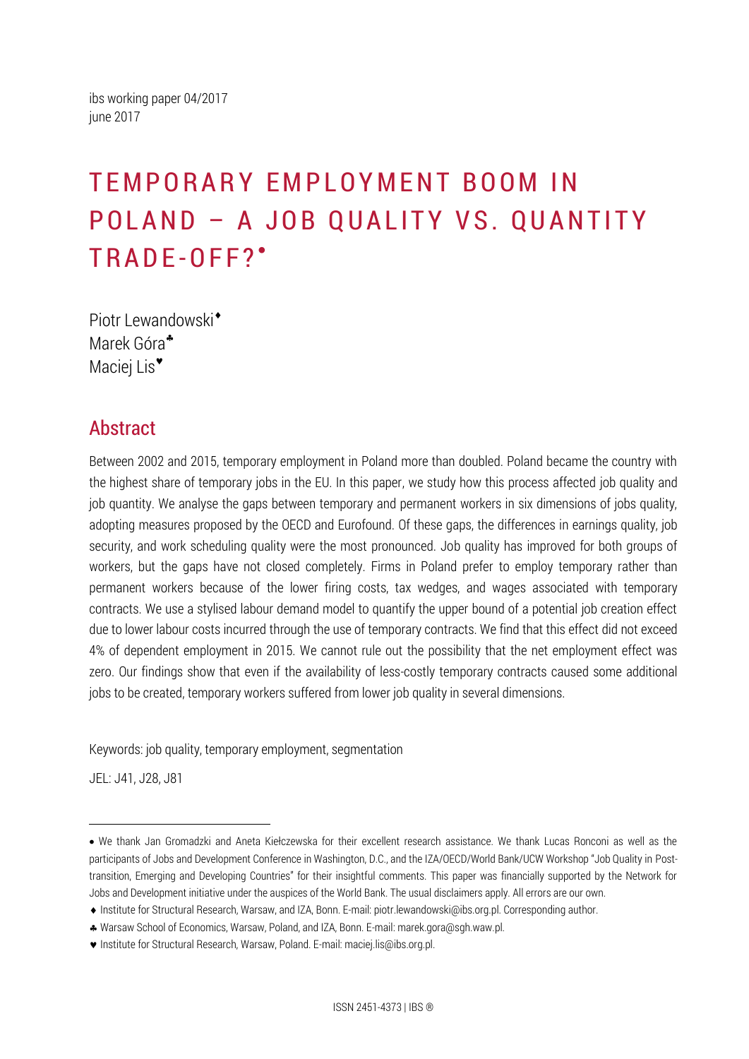ibs working paper 04/2017
june 2017

# TEMPORARY EMPLOYMENT BOOM IN POLAND – A JOB QUALITY VS. QUANTITY TRADE-OFF?[•]

Piotr Lewandowski[♦]
Marek Góra[♣]
Maciej Lis[♥]

## Abstract

Between 2002 and 2015, temporary employment in Poland more than doubled. Poland became the country with the highest share of temporary jobs in the EU. In this paper, we study how this process affected job quality and job quantity. We analyse the gaps between temporary and permanent workers in six dimensions of jobs quality, adopting measures proposed by the OECD and Eurofound. Of these gaps, the differences in earnings quality, job security, and work scheduling quality were the most pronounced. Job quality has improved for both groups of workers, but the gaps have not closed completely. Firms in Poland prefer to employ temporary rather than permanent workers because of the lower firing costs, tax wedges, and wages associated with temporary contracts. We use a stylised labour demand model to quantify the upper bound of a potential job creation effect due to lower labour costs incurred through the use of temporary contracts. We find that this effect did not exceed 4% of dependent employment in 2015. We cannot rule out the possibility that the net employment effect was zero. Our findings show that even if the availability of less-costly temporary contracts caused some additional jobs to be created, temporary workers suffered from lower job quality in several dimensions.

Keywords: job quality, temporary employment, segmentation

JEL: J41, J28, J81

---

• We thank Jan Gromadzki and Aneta Kiełczewska for their excellent research assistance. We thank Lucas Ronconi as well as the participants of Jobs and Development Conference in Washington, D.C., and the IZA/OECD/World Bank/UCW Workshop "Job Quality in Post-transition, Emerging and Developing Countries" for their insightful comments. This paper was financially supported by the Network for Jobs and Development initiative under the auspices of the World Bank. The usual disclaimers apply. All errors are our own.

♦ Institute for Structural Research, Warsaw, and IZA, Bonn. E-mail: piotr.lewandowski@ibs.org.pl. Corresponding author.

♣ Warsaw School of Economics, Warsaw, Poland, and IZA, Bonn. E-mail: marek.gora@sgh.waw.pl.

♥ Institute for Structural Research, Warsaw, Poland. E-mail: maciej.lis@ibs.org.pl.

ISSN 2451-4373 | IBS ®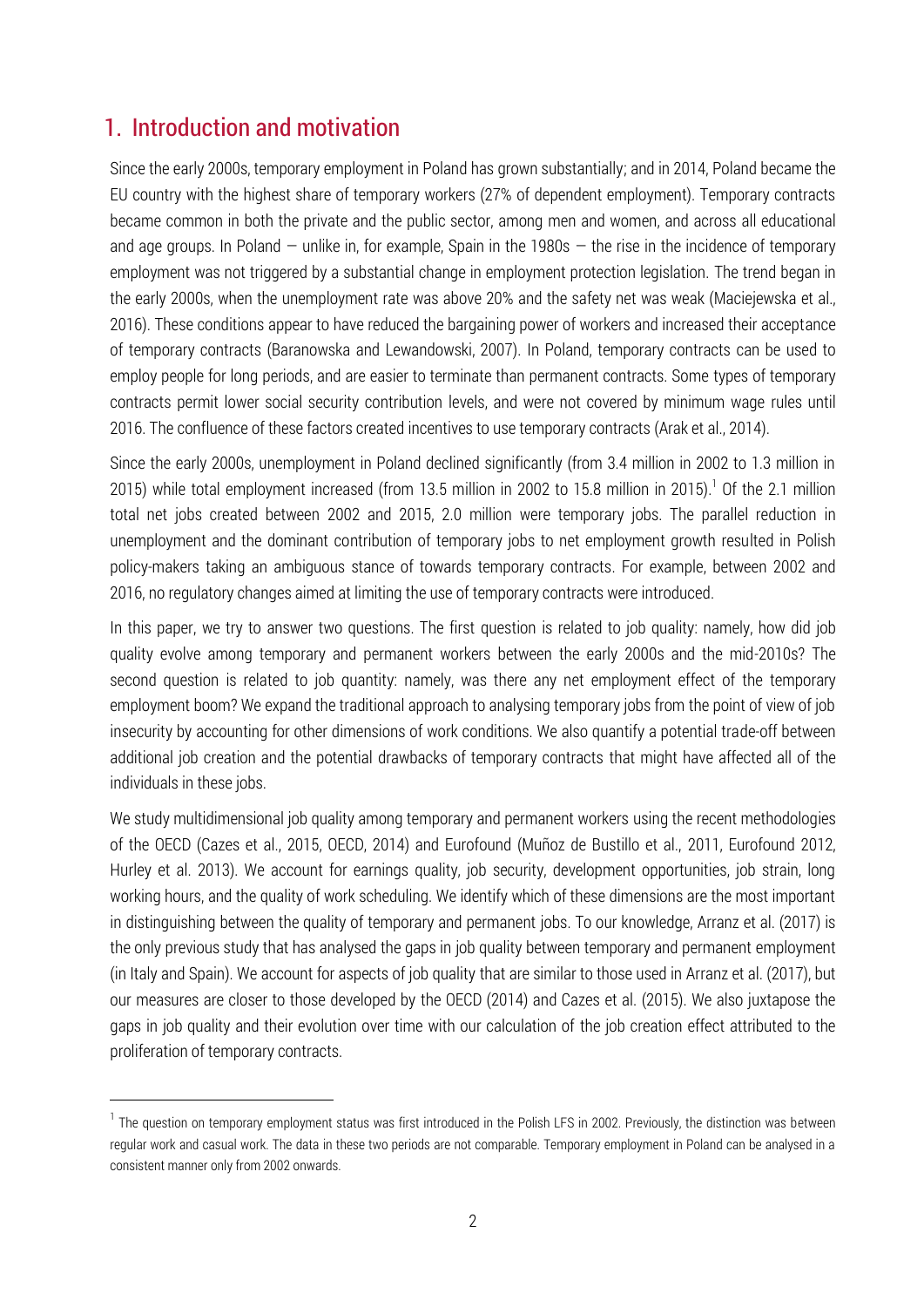## 1. Introduction and motivation

Since the early 2000s, temporary employment in Poland has grown substantially; and in 2014, Poland became the EU country with the highest share of temporary workers (27% of dependent employment). Temporary contracts became common in both the private and the public sector, among men and women, and across all educational and age groups. In Poland — unlike in, for example, Spain in the 1980s — the rise in the incidence of temporary employment was not triggered by a substantial change in employment protection legislation. The trend began in the early 2000s, when the unemployment rate was above 20% and the safety net was weak (Maciejewska et al., 2016). These conditions appear to have reduced the bargaining power of workers and increased their acceptance of temporary contracts (Baranowska and Lewandowski, 2007). In Poland, temporary contracts can be used to employ people for long periods, and are easier to terminate than permanent contracts. Some types of temporary contracts permit lower social security contribution levels, and were not covered by minimum wage rules until 2016. The confluence of these factors created incentives to use temporary contracts (Arak et al., 2014).

Since the early 2000s, unemployment in Poland declined significantly (from 3.4 million in 2002 to 1.3 million in 2015) while total employment increased (from 13.5 million in 2002 to 15.8 million in 2015).[1] Of the 2.1 million total net jobs created between 2002 and 2015, 2.0 million were temporary jobs. The parallel reduction in unemployment and the dominant contribution of temporary jobs to net employment growth resulted in Polish policy-makers taking an ambiguous stance of towards temporary contracts. For example, between 2002 and 2016, no regulatory changes aimed at limiting the use of temporary contracts were introduced.

In this paper, we try to answer two questions. The first question is related to job quality: namely, how did job quality evolve among temporary and permanent workers between the early 2000s and the mid-2010s? The second question is related to job quantity: namely, was there any net employment effect of the temporary employment boom? We expand the traditional approach to analysing temporary jobs from the point of view of job insecurity by accounting for other dimensions of work conditions. We also quantify a potential trade-off between additional job creation and the potential drawbacks of temporary contracts that might have affected all of the individuals in these jobs.

We study multidimensional job quality among temporary and permanent workers using the recent methodologies of the OECD (Cazes et al., 2015, OECD, 2014) and Eurofound (Muñoz de Bustillo et al., 2011, Eurofound 2012, Hurley et al. 2013). We account for earnings quality, job security, development opportunities, job strain, long working hours, and the quality of work scheduling. We identify which of these dimensions are the most important in distinguishing between the quality of temporary and permanent jobs. To our knowledge, Arranz et al. (2017) is the only previous study that has analysed the gaps in job quality between temporary and permanent employment (in Italy and Spain). We account for aspects of job quality that are similar to those used in Arranz et al. (2017), but our measures are closer to those developed by the OECD (2014) and Cazes et al. (2015). We also juxtapose the gaps in job quality and their evolution over time with our calculation of the job creation effect attributed to the proliferation of temporary contracts.

[1] The question on temporary employment status was first introduced in the Polish LFS in 2002. Previously, the distinction was between regular work and casual work. The data in these two periods are not comparable. Temporary employment in Poland can be analysed in a consistent manner only from 2002 onwards.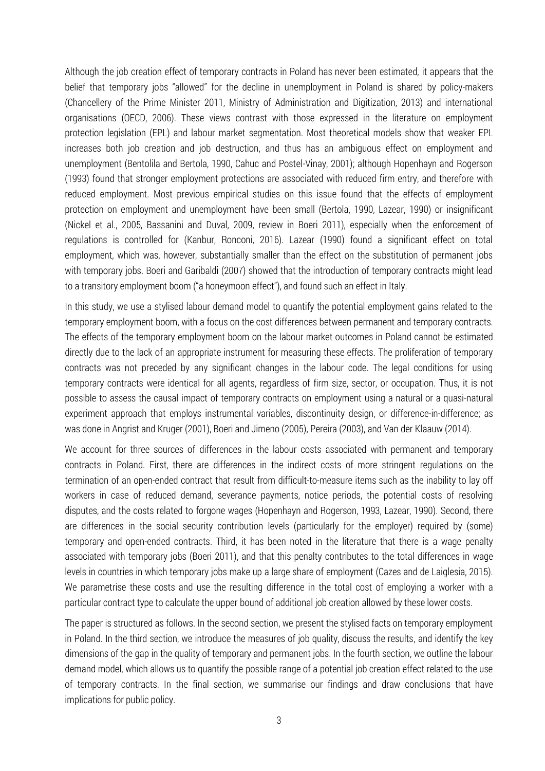Although the job creation effect of temporary contracts in Poland has never been estimated, it appears that the belief that temporary jobs "allowed" for the decline in unemployment in Poland is shared by policy-makers (Chancellery of the Prime Minister 2011, Ministry of Administration and Digitization, 2013) and international organisations (OECD, 2006). These views contrast with those expressed in the literature on employment protection legislation (EPL) and labour market segmentation. Most theoretical models show that weaker EPL increases both job creation and job destruction, and thus has an ambiguous effect on employment and unemployment (Bentolila and Bertola, 1990, Cahuc and Postel-Vinay, 2001); although Hopenhayn and Rogerson (1993) found that stronger employment protections are associated with reduced firm entry, and therefore with reduced employment. Most previous empirical studies on this issue found that the effects of employment protection on employment and unemployment have been small (Bertola, 1990, Lazear, 1990) or insignificant (Nickel et al., 2005, Bassanini and Duval, 2009, review in Boeri 2011), especially when the enforcement of regulations is controlled for (Kanbur, Ronconi, 2016). Lazear (1990) found a significant effect on total employment, which was, however, substantially smaller than the effect on the substitution of permanent jobs with temporary jobs. Boeri and Garibaldi (2007) showed that the introduction of temporary contracts might lead to a transitory employment boom ("a honeymoon effect"), and found such an effect in Italy.

In this study, we use a stylised labour demand model to quantify the potential employment gains related to the temporary employment boom, with a focus on the cost differences between permanent and temporary contracts. The effects of the temporary employment boom on the labour market outcomes in Poland cannot be estimated directly due to the lack of an appropriate instrument for measuring these effects. The proliferation of temporary contracts was not preceded by any significant changes in the labour code. The legal conditions for using temporary contracts were identical for all agents, regardless of firm size, sector, or occupation. Thus, it is not possible to assess the causal impact of temporary contracts on employment using a natural or a quasi-natural experiment approach that employs instrumental variables, discontinuity design, or difference-in-difference; as was done in Angrist and Kruger (2001), Boeri and Jimeno (2005), Pereira (2003), and Van der Klaauw (2014).

We account for three sources of differences in the labour costs associated with permanent and temporary contracts in Poland. First, there are differences in the indirect costs of more stringent regulations on the termination of an open-ended contract that result from difficult-to-measure items such as the inability to lay off workers in case of reduced demand, severance payments, notice periods, the potential costs of resolving disputes, and the costs related to forgone wages (Hopenhayn and Rogerson, 1993, Lazear, 1990). Second, there are differences in the social security contribution levels (particularly for the employer) required by (some) temporary and open-ended contracts. Third, it has been noted in the literature that there is a wage penalty associated with temporary jobs (Boeri 2011), and that this penalty contributes to the total differences in wage levels in countries in which temporary jobs make up a large share of employment (Cazes and de Laiglesia, 2015). We parametrise these costs and use the resulting difference in the total cost of employing a worker with a particular contract type to calculate the upper bound of additional job creation allowed by these lower costs.

The paper is structured as follows. In the second section, we present the stylised facts on temporary employment in Poland. In the third section, we introduce the measures of job quality, discuss the results, and identify the key dimensions of the gap in the quality of temporary and permanent jobs. In the fourth section, we outline the labour demand model, which allows us to quantify the possible range of a potential job creation effect related to the use of temporary contracts. In the final section, we summarise our findings and draw conclusions that have implications for public policy.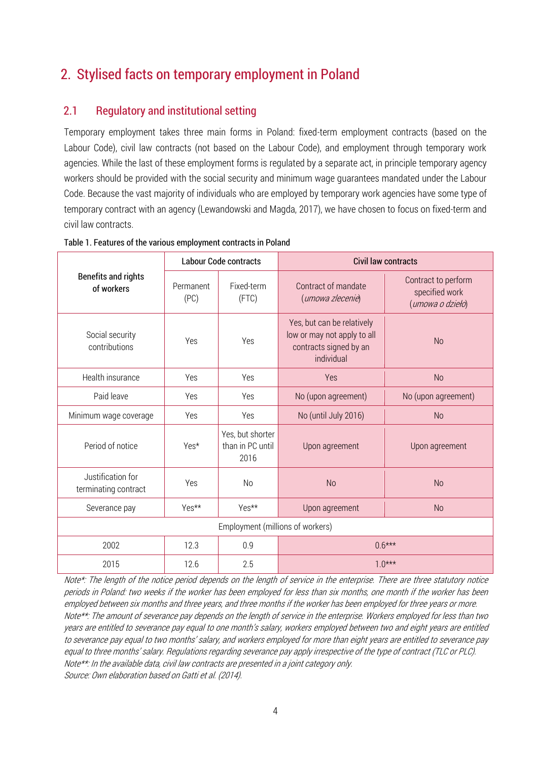## 2. Stylised facts on temporary employment in Poland

### 2.1 Regulatory and institutional setting

Temporary employment takes three main forms in Poland: fixed-term employment contracts (based on the Labour Code), civil law contracts (not based on the Labour Code), and employment through temporary work agencies. While the last of these employment forms is regulated by a separate act, in principle temporary agency workers should be provided with the social security and minimum wage guarantees mandated under the Labour Code. Because the vast majority of individuals who are employed by temporary work agencies have some type of temporary contract with an agency (Lewandowski and Magda, 2017), we have chosen to focus on fixed-term and civil law contracts.

Table 1. Features of the various employment contracts in Poland

| Benefits and rights of workers | Labour Code contracts | | Civil law contracts | |
|---|---|---|---|---|
| | Permanent (PC) | Fixed-term (FTC) | Contract of mandate (*umowa zlecenie*) | Contract to perform specified work (*umowa o dzieło*) |
| Social security contributions | Yes | Yes | Yes, but can be relatively low or may not apply to all contracts signed by an individual | No |
| Health insurance | Yes | Yes | Yes | No |
| Paid leave | Yes | Yes | No (upon agreement) | No (upon agreement) |
| Minimum wage coverage | Yes | Yes | No (until July 2016) | No |
| Period of notice | Yes* | Yes, but shorter than in PC until 2016 | Upon agreement | Upon agreement |
| Justification for terminating contract | Yes | No | No | No |
| Severance pay | Yes** | Yes** | Upon agreement | No |
| Employment (millions of workers) | | | | |
| 2002 | 12.3 | 0.9 | 0.6*** | |
| 2015 | 12.6 | 2.5 | 1.0*** | |

*Note*: The length of the notice period depends on the length of service in the enterprise. There are three statutory notice periods in Poland: two weeks if the worker has been employed for less than six months, one month if the worker has been employed between six months and three years, and three months if the worker has been employed for three years or more.*
*Note**: The amount of severance pay depends on the length of service in the enterprise. Workers employed for less than two years are entitled to severance pay equal to one month's salary, workers employed between two and eight years are entitled to severance pay equal to two months' salary, and workers employed for more than eight years are entitled to severance pay equal to three months' salary. Regulations regarding severance pay apply irrespective of the type of contract (TLC or PLC).*
*Note**: In the available data, civil law contracts are presented in a joint category only.*
*Source: Own elaboration based on Gatti et al. (2014).*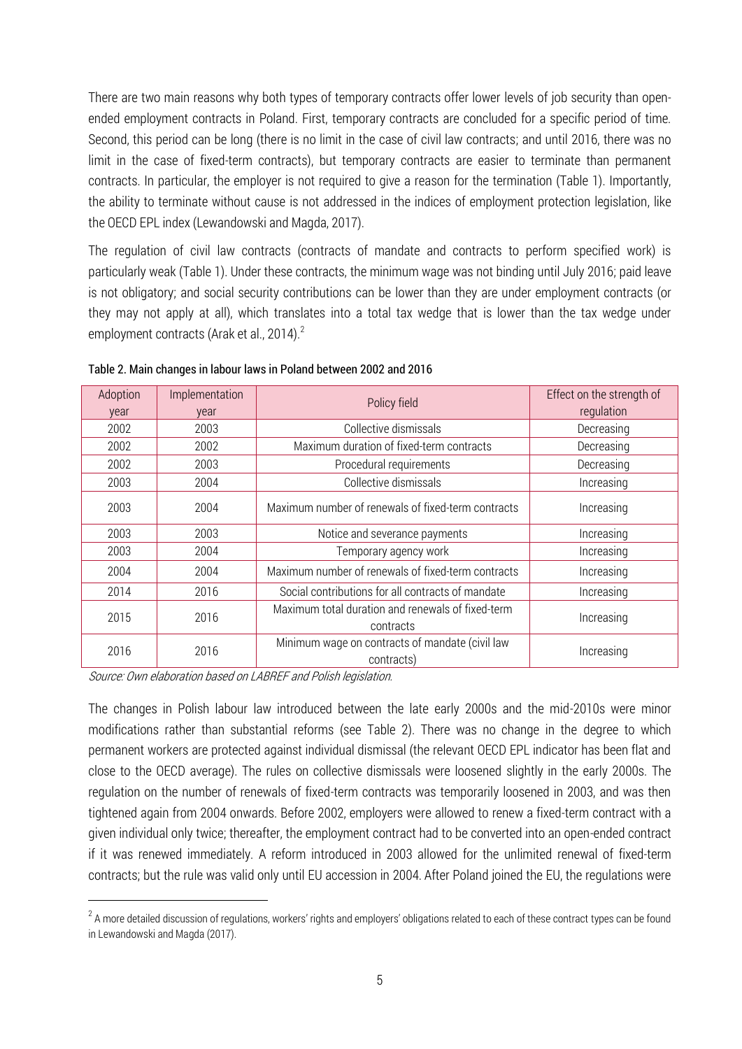There are two main reasons why both types of temporary contracts offer lower levels of job security than open-ended employment contracts in Poland. First, temporary contracts are concluded for a specific period of time. Second, this period can be long (there is no limit in the case of civil law contracts; and until 2016, there was no limit in the case of fixed-term contracts), but temporary contracts are easier to terminate than permanent contracts. In particular, the employer is not required to give a reason for the termination (Table 1). Importantly, the ability to terminate without cause is not addressed in the indices of employment protection legislation, like the OECD EPL index (Lewandowski and Magda, 2017).

The regulation of civil law contracts (contracts of mandate and contracts to perform specified work) is particularly weak (Table 1). Under these contracts, the minimum wage was not binding until July 2016; paid leave is not obligatory; and social security contributions can be lower than they are under employment contracts (or they may not apply at all), which translates into a total tax wedge that is lower than the tax wedge under employment contracts (Arak et al., 2014).[2]

Table 2. Main changes in labour laws in Poland between 2002 and 2016

| Adoption year | Implementation year | Policy field | Effect on the strength of regulation |
|---|---|---|---|
| 2002 | 2003 | Collective dismissals | Decreasing |
| 2002 | 2002 | Maximum duration of fixed-term contracts | Decreasing |
| 2002 | 2003 | Procedural requirements | Decreasing |
| 2003 | 2004 | Collective dismissals | Increasing |
| 2003 | 2004 | Maximum number of renewals of fixed-term contracts | Increasing |
| 2003 | 2003 | Notice and severance payments | Increasing |
| 2003 | 2004 | Temporary agency work | Increasing |
| 2004 | 2004 | Maximum number of renewals of fixed-term contracts | Increasing |
| 2014 | 2016 | Social contributions for all contracts of mandate | Increasing |
| 2015 | 2016 | Maximum total duration and renewals of fixed-term contracts | Increasing |
| 2016 | 2016 | Minimum wage on contracts of mandate (civil law contracts) | Increasing |

*Source: Own elaboration based on LABREF and Polish legislation.*

The changes in Polish labour law introduced between the late early 2000s and the mid-2010s were minor modifications rather than substantial reforms (see Table 2). There was no change in the degree to which permanent workers are protected against individual dismissal (the relevant OECD EPL indicator has been flat and close to the OECD average). The rules on collective dismissals were loosened slightly in the early 2000s. The regulation on the number of renewals of fixed-term contracts was temporarily loosened in 2003, and was then tightened again from 2004 onwards. Before 2002, employers were allowed to renew a fixed-term contract with a given individual only twice; thereafter, the employment contract had to be converted into an open-ended contract if it was renewed immediately. A reform introduced in 2003 allowed for the unlimited renewal of fixed-term contracts; but the rule was valid only until EU accession in 2004. After Poland joined the EU, the regulations were

[2] A more detailed discussion of regulations, workers' rights and employers' obligations related to each of these contract types can be found in Lewandowski and Magda (2017).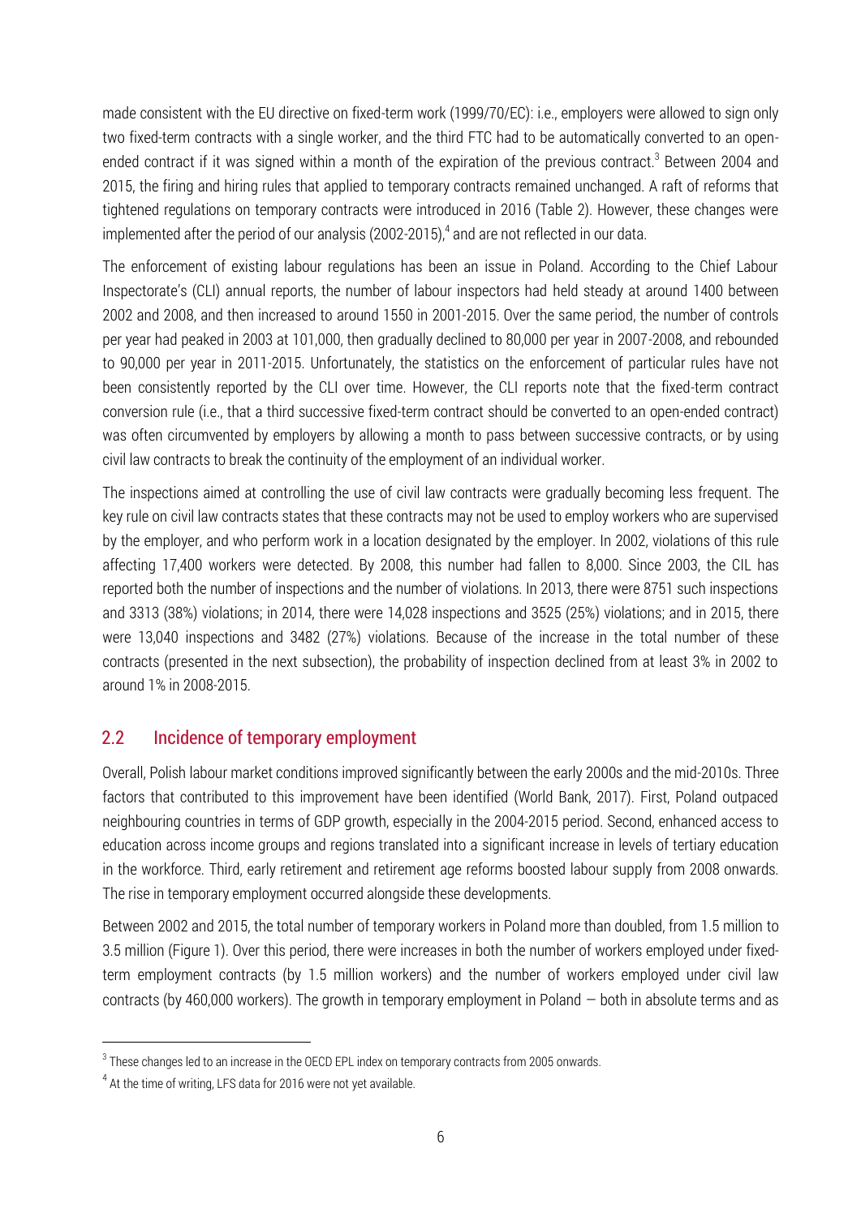made consistent with the EU directive on fixed-term work (1999/70/EC): i.e., employers were allowed to sign only two fixed-term contracts with a single worker, and the third FTC had to be automatically converted to an open-ended contract if it was signed within a month of the expiration of the previous contract.[3] Between 2004 and 2015, the firing and hiring rules that applied to temporary contracts remained unchanged. A raft of reforms that tightened regulations on temporary contracts were introduced in 2016 (Table 2). However, these changes were implemented after the period of our analysis (2002-2015),[4] and are not reflected in our data.

The enforcement of existing labour regulations has been an issue in Poland. According to the Chief Labour Inspectorate's (CLI) annual reports, the number of labour inspectors had held steady at around 1400 between 2002 and 2008, and then increased to around 1550 in 2001-2015. Over the same period, the number of controls per year had peaked in 2003 at 101,000, then gradually declined to 80,000 per year in 2007-2008, and rebounded to 90,000 per year in 2011-2015. Unfortunately, the statistics on the enforcement of particular rules have not been consistently reported by the CLI over time. However, the CLI reports note that the fixed-term contract conversion rule (i.e., that a third successive fixed-term contract should be converted to an open-ended contract) was often circumvented by employers by allowing a month to pass between successive contracts, or by using civil law contracts to break the continuity of the employment of an individual worker.

The inspections aimed at controlling the use of civil law contracts were gradually becoming less frequent. The key rule on civil law contracts states that these contracts may not be used to employ workers who are supervised by the employer, and who perform work in a location designated by the employer. In 2002, violations of this rule affecting 17,400 workers were detected. By 2008, this number had fallen to 8,000. Since 2003, the CIL has reported both the number of inspections and the number of violations. In 2013, there were 8751 such inspections and 3313 (38%) violations; in 2014, there were 14,028 inspections and 3525 (25%) violations; and in 2015, there were 13,040 inspections and 3482 (27%) violations. Because of the increase in the total number of these contracts (presented in the next subsection), the probability of inspection declined from at least 3% in 2002 to around 1% in 2008-2015.

## 2.2 Incidence of temporary employment

Overall, Polish labour market conditions improved significantly between the early 2000s and the mid-2010s. Three factors that contributed to this improvement have been identified (World Bank, 2017). First, Poland outpaced neighbouring countries in terms of GDP growth, especially in the 2004-2015 period. Second, enhanced access to education across income groups and regions translated into a significant increase in levels of tertiary education in the workforce. Third, early retirement and retirement age reforms boosted labour supply from 2008 onwards. The rise in temporary employment occurred alongside these developments.

Between 2002 and 2015, the total number of temporary workers in Poland more than doubled, from 1.5 million to 3.5 million (Figure 1). Over this period, there were increases in both the number of workers employed under fixed-term employment contracts (by 1.5 million workers) and the number of workers employed under civil law contracts (by 460,000 workers). The growth in temporary employment in Poland — both in absolute terms and as

---

[3] These changes led to an increase in the OECD EPL index on temporary contracts from 2005 onwards.

[4] At the time of writing, LFS data for 2016 were not yet available.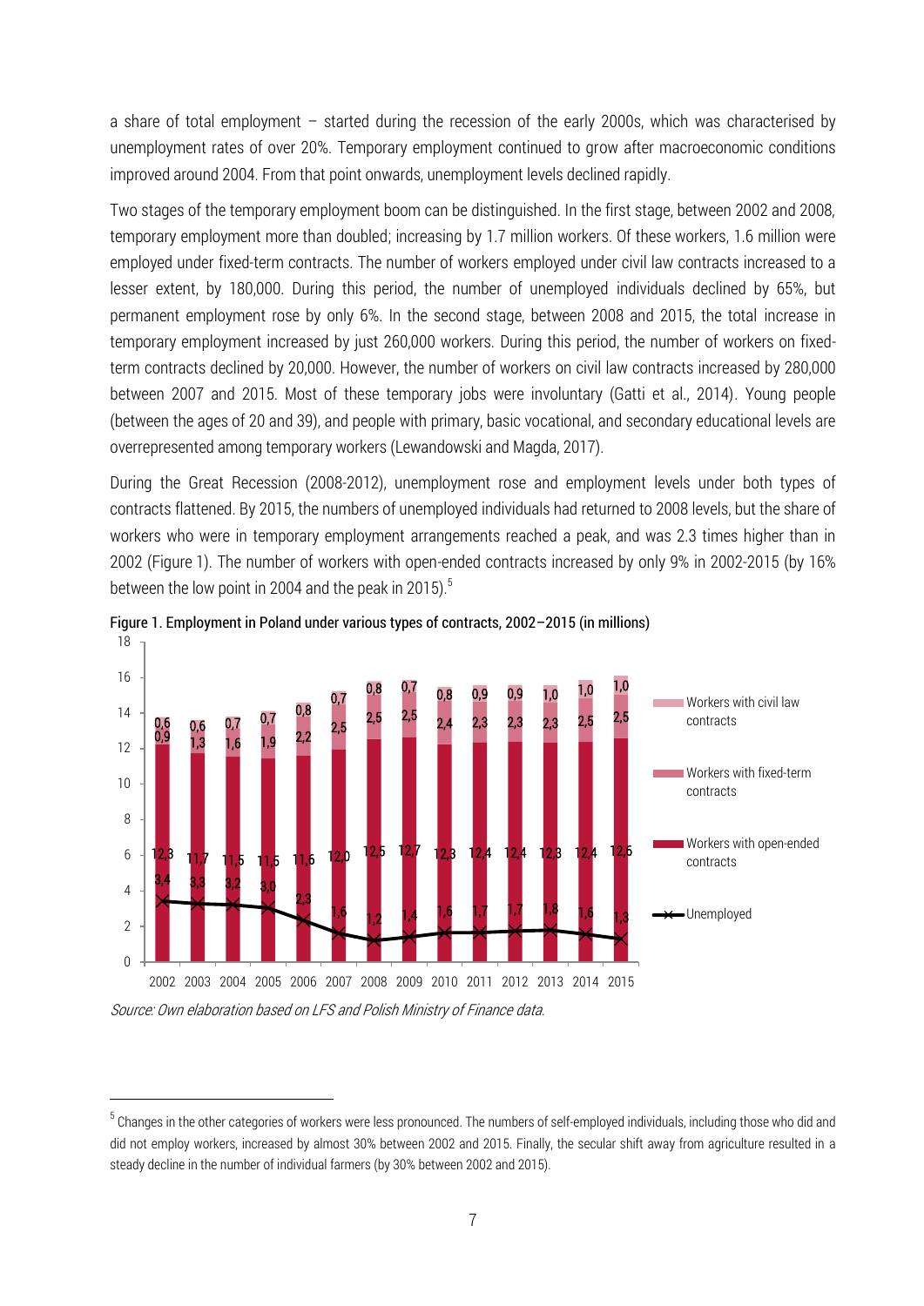a share of total employment – started during the recession of the early 2000s, which was characterised by unemployment rates of over 20%. Temporary employment continued to grow after macroeconomic conditions improved around 2004. From that point onwards, unemployment levels declined rapidly.

Two stages of the temporary employment boom can be distinguished. In the first stage, between 2002 and 2008, temporary employment more than doubled; increasing by 1.7 million workers. Of these workers, 1.6 million were employed under fixed-term contracts. The number of workers employed under civil law contracts increased to a lesser extent, by 180,000. During this period, the number of unemployed individuals declined by 65%, but permanent employment rose by only 6%. In the second stage, between 2008 and 2015, the total increase in temporary employment increased by just 260,000 workers. During this period, the number of workers on fixed-term contracts declined by 20,000. However, the number of workers on civil law contracts increased by 280,000 between 2007 and 2015. Most of these temporary jobs were involuntary (Gatti et al., 2014). Young people (between the ages of 20 and 39), and people with primary, basic vocational, and secondary educational levels are overrepresented among temporary workers (Lewandowski and Magda, 2017).

During the Great Recession (2008-2012), unemployment rose and employment levels under both types of contracts flattened. By 2015, the numbers of unemployed individuals had returned to 2008 levels, but the share of workers who were in temporary employment arrangements reached a peak, and was 2.3 times higher than in 2002 (Figure 1). The number of workers with open-ended contracts increased by only 9% in 2002-2015 (by 16% between the low point in 2004 and the peak in 2015).[5]

**Figure 1. Employment in Poland under various types of contracts, 2002–2015 (in millions)**

| Year | Workers with open-ended contracts | Workers with fixed-term contracts | Workers with civil law contracts | Unemployed |
|---|---|---|---|---|
| 2002 | 12,3 | 0,9 | 0,6 | 3,4 |
| 2003 | 11,7 | 1,3 | 0,6 | 3,3 |
| 2004 | 11,5 | 1,6 | 0,7 | 3,2 |
| 2005 | 11,5 | 1,9 | 0,7 | 3,0 |
| 2006 | 11,6 | 2,2 | 0,8 | 2,3 |
| 2007 | 12,0 | 2,5 | 0,7 | 1,6 |
| 2008 | 12,5 | 2,5 | 0,8 | 1,2 |
| 2009 | 12,7 | 2,5 | 0,7 | 1,4 |
| 2010 | 12,3 | 2,4 | 0,8 | 1,6 |
| 2011 | 12,4 | 2,3 | 0,9 | 1,7 |
| 2012 | 12,4 | 2,3 | 0,9 | 1,7 |
| 2013 | 12,3 | 2,3 | 1,0 | 1,8 |
| 2014 | 12,4 | 2,5 | 1,0 | 1,6 |
| 2015 | 12,6 | 2,5 | 1,0 | 1,3 |

*Source: Own elaboration based on LFS and Polish Ministry of Finance data.*

[5] Changes in the other categories of workers were less pronounced. The numbers of self-employed individuals, including those who did and did not employ workers, increased by almost 30% between 2002 and 2015. Finally, the secular shift away from agriculture resulted in a steady decline in the number of individual farmers (by 30% between 2002 and 2015).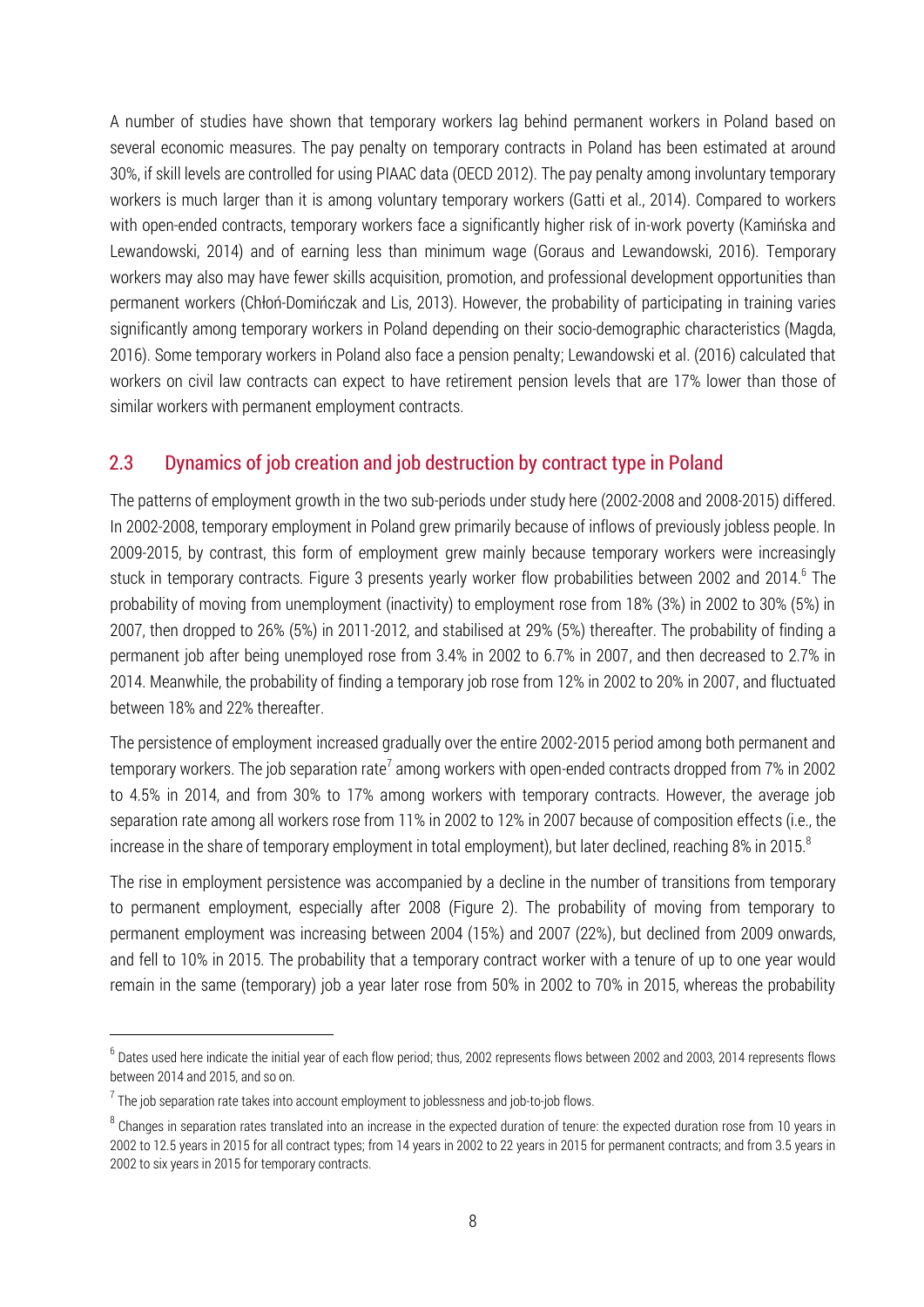A number of studies have shown that temporary workers lag behind permanent workers in Poland based on several economic measures. The pay penalty on temporary contracts in Poland has been estimated at around 30%, if skill levels are controlled for using PIAAC data (OECD 2012). The pay penalty among involuntary temporary workers is much larger than it is among voluntary temporary workers (Gatti et al., 2014). Compared to workers with open-ended contracts, temporary workers face a significantly higher risk of in-work poverty (Kamińska and Lewandowski, 2014) and of earning less than minimum wage (Goraus and Lewandowski, 2016). Temporary workers may also may have fewer skills acquisition, promotion, and professional development opportunities than permanent workers (Chłoń-Domińczak and Lis, 2013). However, the probability of participating in training varies significantly among temporary workers in Poland depending on their socio-demographic characteristics (Magda, 2016). Some temporary workers in Poland also face a pension penalty; Lewandowski et al. (2016) calculated that workers on civil law contracts can expect to have retirement pension levels that are 17% lower than those of similar workers with permanent employment contracts.

## 2.3 Dynamics of job creation and job destruction by contract type in Poland

The patterns of employment growth in the two sub-periods under study here (2002-2008 and 2008-2015) differed. In 2002-2008, temporary employment in Poland grew primarily because of inflows of previously jobless people. In 2009-2015, by contrast, this form of employment grew mainly because temporary workers were increasingly stuck in temporary contracts. Figure 3 presents yearly worker flow probabilities between 2002 and 2014.[6] The probability of moving from unemployment (inactivity) to employment rose from 18% (3%) in 2002 to 30% (5%) in 2007, then dropped to 26% (5%) in 2011-2012, and stabilised at 29% (5%) thereafter. The probability of finding a permanent job after being unemployed rose from 3.4% in 2002 to 6.7% in 2007, and then decreased to 2.7% in 2014. Meanwhile, the probability of finding a temporary job rose from 12% in 2002 to 20% in 2007, and fluctuated between 18% and 22% thereafter.

The persistence of employment increased gradually over the entire 2002-2015 period among both permanent and temporary workers. The job separation rate[7] among workers with open-ended contracts dropped from 7% in 2002 to 4.5% in 2014, and from 30% to 17% among workers with temporary contracts. However, the average job separation rate among all workers rose from 11% in 2002 to 12% in 2007 because of composition effects (i.e., the increase in the share of temporary employment in total employment), but later declined, reaching 8% in 2015.[8]

The rise in employment persistence was accompanied by a decline in the number of transitions from temporary to permanent employment, especially after 2008 (Figure 2). The probability of moving from temporary to permanent employment was increasing between 2004 (15%) and 2007 (22%), but declined from 2009 onwards, and fell to 10% in 2015. The probability that a temporary contract worker with a tenure of up to one year would remain in the same (temporary) job a year later rose from 50% in 2002 to 70% in 2015, whereas the probability

---

[6] Dates used here indicate the initial year of each flow period; thus, 2002 represents flows between 2002 and 2003, 2014 represents flows between 2014 and 2015, and so on.

[7] The job separation rate takes into account employment to joblessness and job-to-job flows.

[8] Changes in separation rates translated into an increase in the expected duration of tenure: the expected duration rose from 10 years in 2002 to 12.5 years in 2015 for all contract types; from 14 years in 2002 to 22 years in 2015 for permanent contracts; and from 3.5 years in 2002 to six years in 2015 for temporary contracts.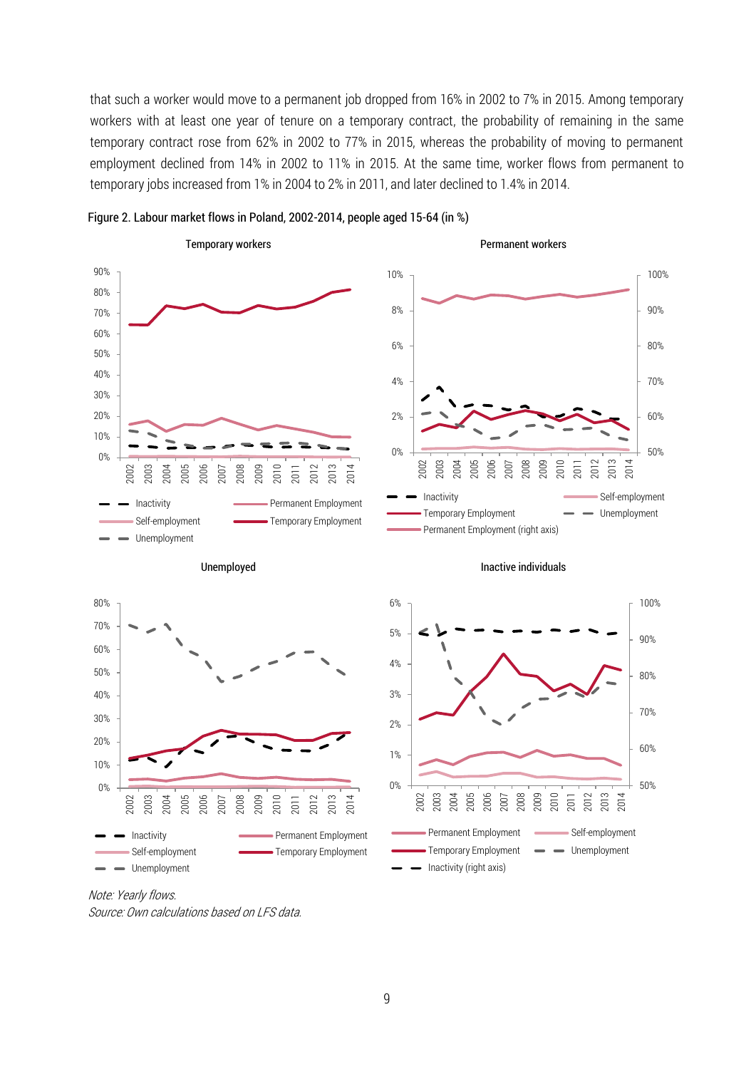that such a worker would move to a permanent job dropped from 16% in 2002 to 7% in 2015. Among temporary workers with at least one year of tenure on a temporary contract, the probability of remaining in the same temporary contract rose from 62% in 2002 to 77% in 2015, whereas the probability of moving to permanent employment declined from 14% in 2002 to 11% in 2015. At the same time, worker flows from permanent to temporary jobs increased from 1% in 2004 to 2% in 2011, and later declined to 1.4% in 2014.

Figure 2. Labour market flows in Poland, 2002-2014, people aged 15-64 (in %)

*Note: Yearly flows.*
*Source: Own calculations based on LFS data.*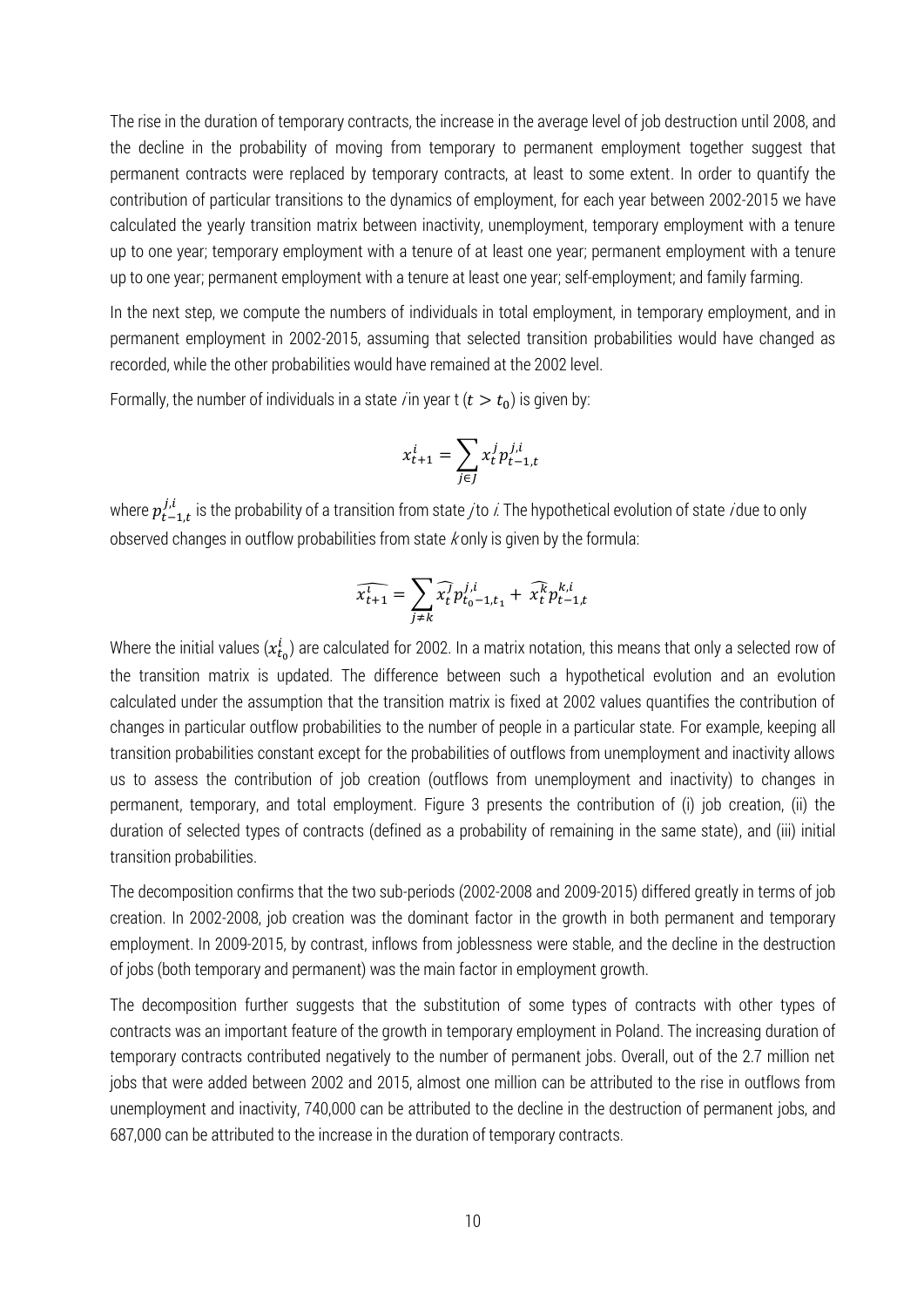The rise in the duration of temporary contracts, the increase in the average level of job destruction until 2008, and the decline in the probability of moving from temporary to permanent employment together suggest that permanent contracts were replaced by temporary contracts, at least to some extent. In order to quantify the contribution of particular transitions to the dynamics of employment, for each year between 2002-2015 we have calculated the yearly transition matrix between inactivity, unemployment, temporary employment with a tenure up to one year; temporary employment with a tenure of at least one year; permanent employment with a tenure up to one year; permanent employment with a tenure at least one year; self-employment; and family farming.

In the next step, we compute the numbers of individuals in total employment, in temporary employment, and in permanent employment in 2002-2015, assuming that selected transition probabilities would have changed as recorded, while the other probabilities would have remained at the 2002 level.

Formally, the number of individuals in a state *i* in year t ($t > t_0$) is given by:

$$x_{t+1}^{i} = \sum_{j \in J} x_t^j p_{t-1,t}^{j,i}$$

where $p_{t-1,t}^{j,i}$ is the probability of a transition from state *j* to *i*. The hypothetical evolution of state *i* due to only observed changes in outflow probabilities from state *k* only is given by the formula:

$$\widehat{x_{t+1}^{i}} = \sum_{j \neq k} \widehat{x_t^j} p_{t_0-1,t_1}^{j,i} + \widehat{x_t^k} p_{t-1,t}^{k,i}$$

Where the initial values ($x_{t_0}^i$) are calculated for 2002. In a matrix notation, this means that only a selected row of the transition matrix is updated. The difference between such a hypothetical evolution and an evolution calculated under the assumption that the transition matrix is fixed at 2002 values quantifies the contribution of changes in particular outflow probabilities to the number of people in a particular state. For example, keeping all transition probabilities constant except for the probabilities of outflows from unemployment and inactivity allows us to assess the contribution of job creation (outflows from unemployment and inactivity) to changes in permanent, temporary, and total employment. Figure 3 presents the contribution of (i) job creation, (ii) the duration of selected types of contracts (defined as a probability of remaining in the same state), and (iii) initial transition probabilities.

The decomposition confirms that the two sub-periods (2002-2008 and 2009-2015) differed greatly in terms of job creation. In 2002-2008, job creation was the dominant factor in the growth in both permanent and temporary employment. In 2009-2015, by contrast, inflows from joblessness were stable, and the decline in the destruction of jobs (both temporary and permanent) was the main factor in employment growth.

The decomposition further suggests that the substitution of some types of contracts with other types of contracts was an important feature of the growth in temporary employment in Poland. The increasing duration of temporary contracts contributed negatively to the number of permanent jobs. Overall, out of the 2.7 million net jobs that were added between 2002 and 2015, almost one million can be attributed to the rise in outflows from unemployment and inactivity, 740,000 can be attributed to the decline in the destruction of permanent jobs, and 687,000 can be attributed to the increase in the duration of temporary contracts.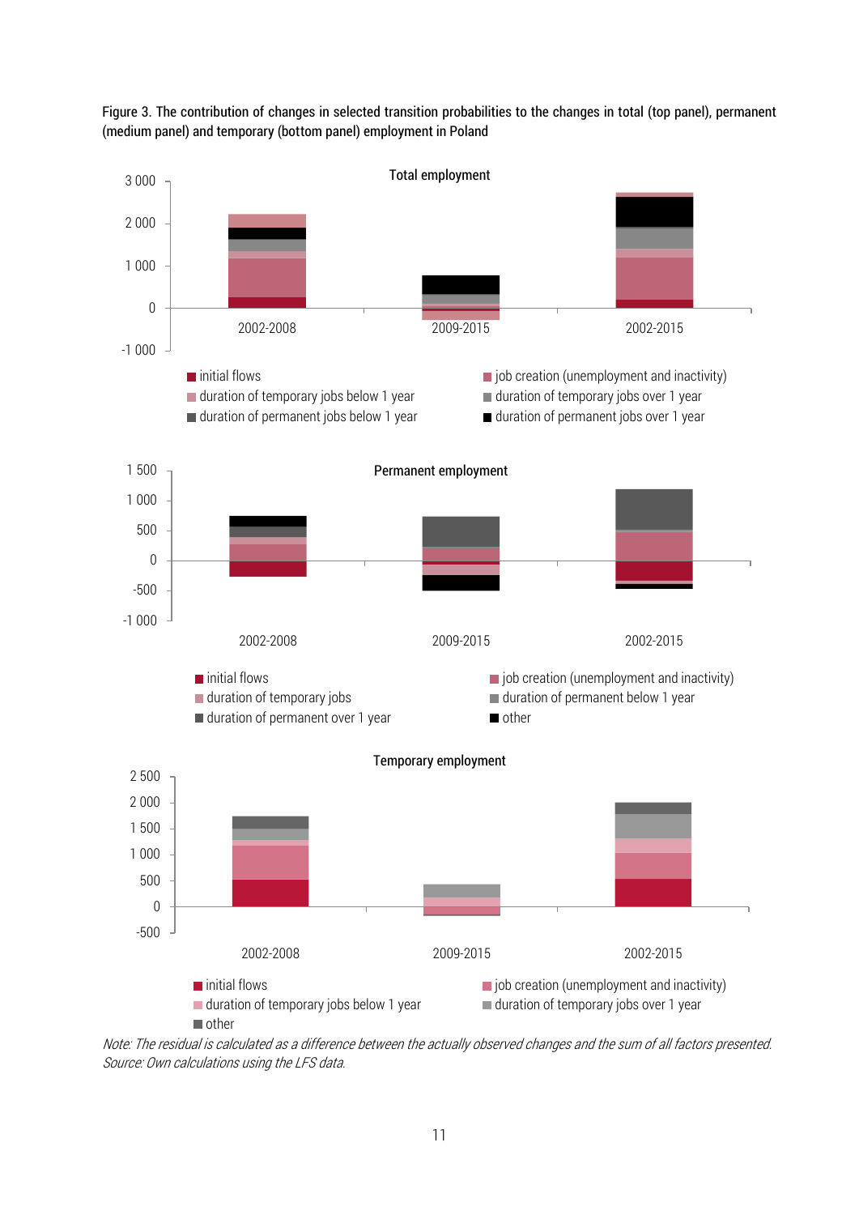Figure 3. The contribution of changes in selected transition probabilities to the changes in total (top panel), permanent (medium panel) and temporary (bottom panel) employment in Poland

*Note: The residual is calculated as a difference between the actually observed changes and the sum of all factors presented.*
*Source: Own calculations using the LFS data.*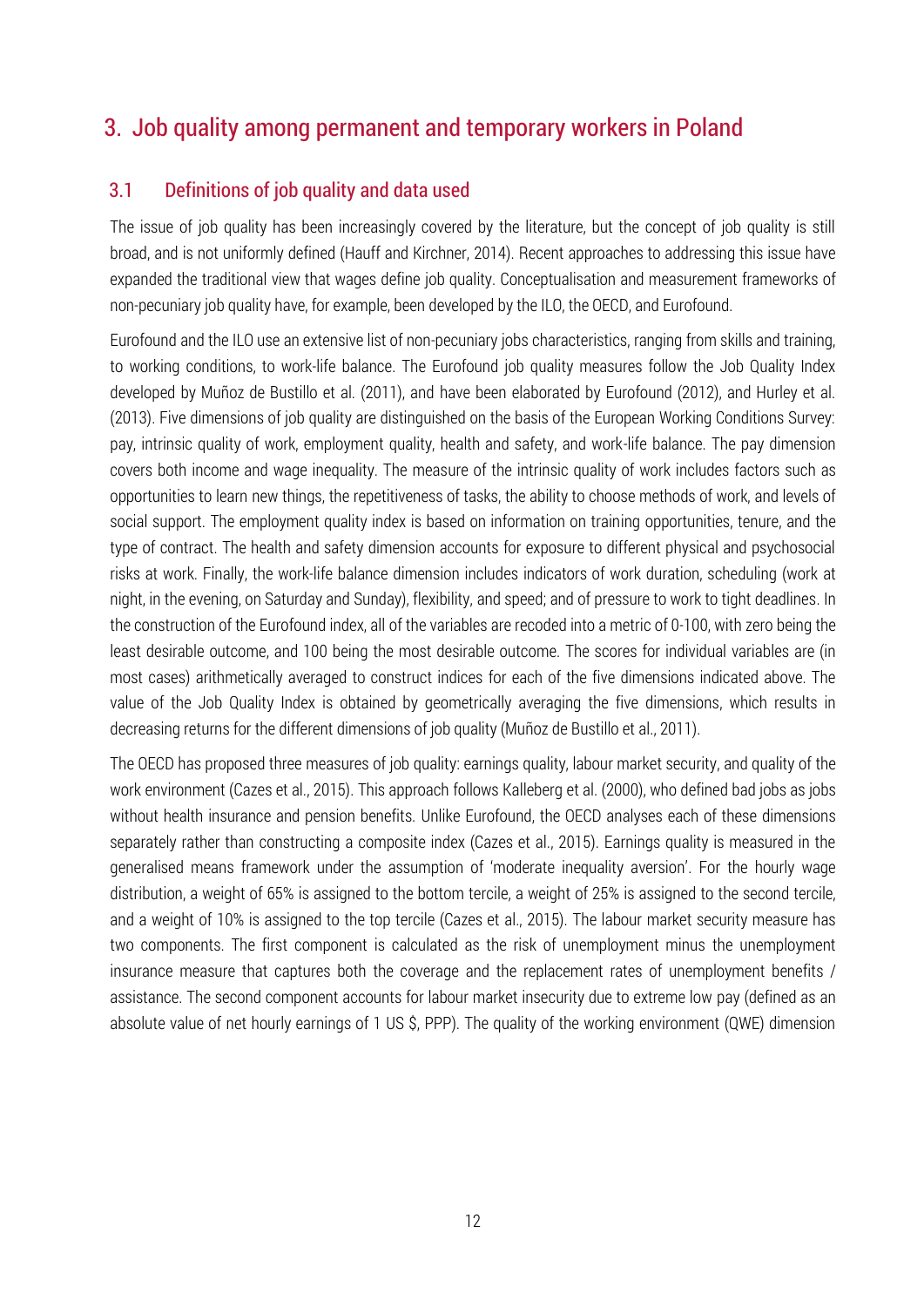# 3. Job quality among permanent and temporary workers in Poland

## 3.1 Definitions of job quality and data used

The issue of job quality has been increasingly covered by the literature, but the concept of job quality is still broad, and is not uniformly defined (Hauff and Kirchner, 2014). Recent approaches to addressing this issue have expanded the traditional view that wages define job quality. Conceptualisation and measurement frameworks of non-pecuniary job quality have, for example, been developed by the ILO, the OECD, and Eurofound.

Eurofound and the ILO use an extensive list of non-pecuniary jobs characteristics, ranging from skills and training, to working conditions, to work-life balance. The Eurofound job quality measures follow the Job Quality Index developed by Muñoz de Bustillo et al. (2011), and have been elaborated by Eurofound (2012), and Hurley et al. (2013). Five dimensions of job quality are distinguished on the basis of the European Working Conditions Survey: pay, intrinsic quality of work, employment quality, health and safety, and work-life balance. The pay dimension covers both income and wage inequality. The measure of the intrinsic quality of work includes factors such as opportunities to learn new things, the repetitiveness of tasks, the ability to choose methods of work, and levels of social support. The employment quality index is based on information on training opportunities, tenure, and the type of contract. The health and safety dimension accounts for exposure to different physical and psychosocial risks at work. Finally, the work-life balance dimension includes indicators of work duration, scheduling (work at night, in the evening, on Saturday and Sunday), flexibility, and speed; and of pressure to work to tight deadlines. In the construction of the Eurofound index, all of the variables are recoded into a metric of 0-100, with zero being the least desirable outcome, and 100 being the most desirable outcome. The scores for individual variables are (in most cases) arithmetically averaged to construct indices for each of the five dimensions indicated above. The value of the Job Quality Index is obtained by geometrically averaging the five dimensions, which results in decreasing returns for the different dimensions of job quality (Muñoz de Bustillo et al., 2011).

The OECD has proposed three measures of job quality: earnings quality, labour market security, and quality of the work environment (Cazes et al., 2015). This approach follows Kalleberg et al. (2000), who defined bad jobs as jobs without health insurance and pension benefits. Unlike Eurofound, the OECD analyses each of these dimensions separately rather than constructing a composite index (Cazes et al., 2015). Earnings quality is measured in the generalised means framework under the assumption of 'moderate inequality aversion'. For the hourly wage distribution, a weight of 65% is assigned to the bottom tercile, a weight of 25% is assigned to the second tercile, and a weight of 10% is assigned to the top tercile (Cazes et al., 2015). The labour market security measure has two components. The first component is calculated as the risk of unemployment minus the unemployment insurance measure that captures both the coverage and the replacement rates of unemployment benefits / assistance. The second component accounts for labour market insecurity due to extreme low pay (defined as an absolute value of net hourly earnings of 1 US $, PPP). The quality of the working environment (QWE) dimension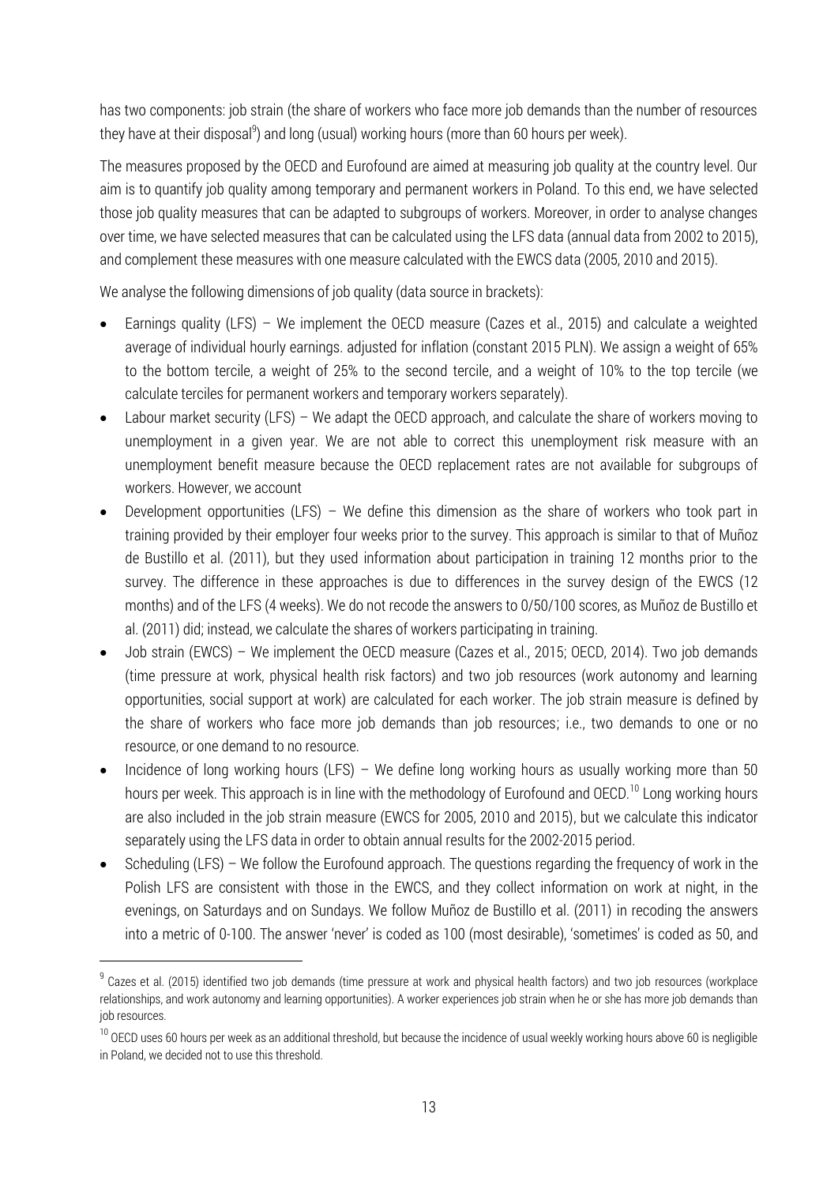has two components: job strain (the share of workers who face more job demands than the number of resources they have at their disposal[9]) and long (usual) working hours (more than 60 hours per week).

The measures proposed by the OECD and Eurofound are aimed at measuring job quality at the country level. Our aim is to quantify job quality among temporary and permanent workers in Poland. To this end, we have selected those job quality measures that can be adapted to subgroups of workers. Moreover, in order to analyse changes over time, we have selected measures that can be calculated using the LFS data (annual data from 2002 to 2015), and complement these measures with one measure calculated with the EWCS data (2005, 2010 and 2015).

We analyse the following dimensions of job quality (data source in brackets):

- Earnings quality (LFS) – We implement the OECD measure (Cazes et al., 2015) and calculate a weighted average of individual hourly earnings. adjusted for inflation (constant 2015 PLN). We assign a weight of 65% to the bottom tercile, a weight of 25% to the second tercile, and a weight of 10% to the top tercile (we calculate terciles for permanent workers and temporary workers separately).
- Labour market security (LFS) – We adapt the OECD approach, and calculate the share of workers moving to unemployment in a given year. We are not able to correct this unemployment risk measure with an unemployment benefit measure because the OECD replacement rates are not available for subgroups of workers. However, we account
- Development opportunities (LFS) – We define this dimension as the share of workers who took part in training provided by their employer four weeks prior to the survey. This approach is similar to that of Muñoz de Bustillo et al. (2011), but they used information about participation in training 12 months prior to the survey. The difference in these approaches is due to differences in the survey design of the EWCS (12 months) and of the LFS (4 weeks). We do not recode the answers to 0/50/100 scores, as Muñoz de Bustillo et al. (2011) did; instead, we calculate the shares of workers participating in training.
- Job strain (EWCS) – We implement the OECD measure (Cazes et al., 2015; OECD, 2014). Two job demands (time pressure at work, physical health risk factors) and two job resources (work autonomy and learning opportunities, social support at work) are calculated for each worker. The job strain measure is defined by the share of workers who face more job demands than job resources; i.e., two demands to one or no resource, or one demand to no resource.
- Incidence of long working hours (LFS) – We define long working hours as usually working more than 50 hours per week. This approach is in line with the methodology of Eurofound and OECD.[10] Long working hours are also included in the job strain measure (EWCS for 2005, 2010 and 2015), but we calculate this indicator separately using the LFS data in order to obtain annual results for the 2002-2015 period.
- Scheduling (LFS) – We follow the Eurofound approach. The questions regarding the frequency of work in the Polish LFS are consistent with those in the EWCS, and they collect information on work at night, in the evenings, on Saturdays and on Sundays. We follow Muñoz de Bustillo et al. (2011) in recoding the answers into a metric of 0-100. The answer 'never' is coded as 100 (most desirable), 'sometimes' is coded as 50, and

---

[9] Cazes et al. (2015) identified two job demands (time pressure at work and physical health factors) and two job resources (workplace relationships, and work autonomy and learning opportunities). A worker experiences job strain when he or she has more job demands than job resources.

[10] OECD uses 60 hours per week as an additional threshold, but because the incidence of usual weekly working hours above 60 is negligible in Poland, we decided not to use this threshold.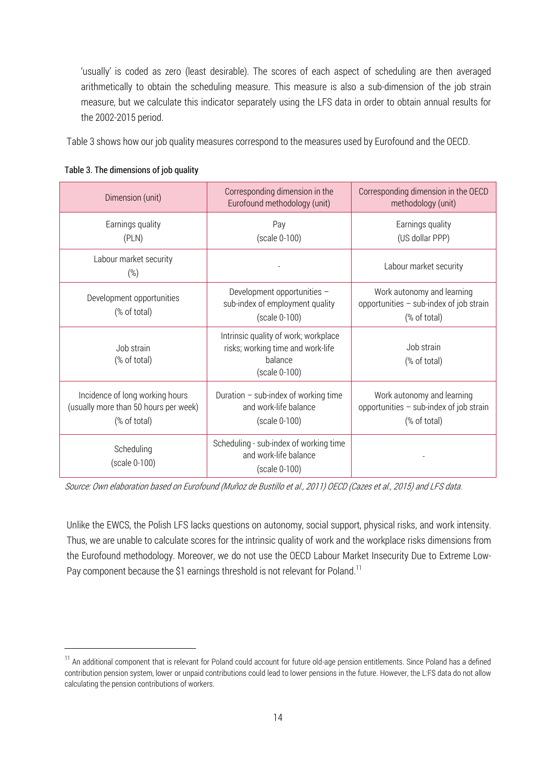'usually' is coded as zero (least desirable). The scores of each aspect of scheduling are then averaged arithmetically to obtain the scheduling measure. This measure is also a sub-dimension of the job strain measure, but we calculate this indicator separately using the LFS data in order to obtain annual results for the 2002-2015 period.

Table 3 shows how our job quality measures correspond to the measures used by Eurofound and the OECD.

Table 3. The dimensions of job quality

| Dimension (unit) | Corresponding dimension in the Eurofound methodology (unit) | Corresponding dimension in the OECD methodology (unit) |
|---|---|---|
| Earnings quality (PLN) | Pay (scale 0-100) | Earnings quality (US dollar PPP) |
| Labour market security (%) | - | Labour market security |
| Development opportunities (% of total) | Development opportunities – sub-index of employment quality (scale 0-100) | Work autonomy and learning opportunities – sub-index of job strain (% of total) |
| Job strain (% of total) | Intrinsic quality of work; workplace risks; working time and work-life balance (scale 0-100) | Job strain (% of total) |
| Incidence of long working hours (usually more than 50 hours per week) (% of total) | Duration – sub-index of working time and work-life balance (scale 0-100) | Work autonomy and learning opportunities – sub-index of job strain (% of total) |
| Scheduling (scale 0-100) | Scheduling - sub-index of working time and work-life balance (scale 0-100) | - |

*Source: Own elaboration based on Eurofound (Muñoz de Bustillo et al., 2011) OECD (Cazes et al., 2015) and LFS data.*

Unlike the EWCS, the Polish LFS lacks questions on autonomy, social support, physical risks, and work intensity. Thus, we are unable to calculate scores for the intrinsic quality of work and the workplace risks dimensions from the Eurofound methodology. Moreover, we do not use the OECD Labour Market Insecurity Due to Extreme Low-Pay component because the \$1 earnings threshold is not relevant for Poland.[11]

[11] An additional component that is relevant for Poland could account for future old-age pension entitlements. Since Poland has a defined contribution pension system, lower or unpaid contributions could lead to lower pensions in the future. However, the L:FS data do not allow calculating the pension contributions of workers.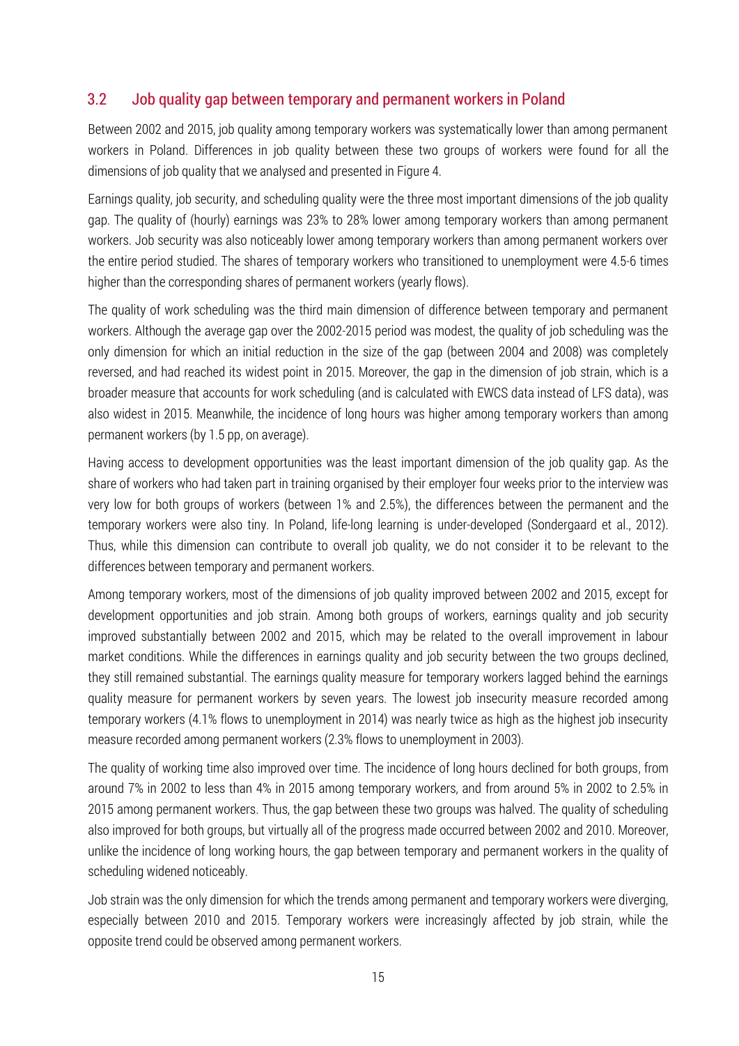## 3.2 Job quality gap between temporary and permanent workers in Poland

Between 2002 and 2015, job quality among temporary workers was systematically lower than among permanent workers in Poland. Differences in job quality between these two groups of workers were found for all the dimensions of job quality that we analysed and presented in Figure 4.

Earnings quality, job security, and scheduling quality were the three most important dimensions of the job quality gap. The quality of (hourly) earnings was 23% to 28% lower among temporary workers than among permanent workers. Job security was also noticeably lower among temporary workers than among permanent workers over the entire period studied. The shares of temporary workers who transitioned to unemployment were 4.5-6 times higher than the corresponding shares of permanent workers (yearly flows).

The quality of work scheduling was the third main dimension of difference between temporary and permanent workers. Although the average gap over the 2002-2015 period was modest, the quality of job scheduling was the only dimension for which an initial reduction in the size of the gap (between 2004 and 2008) was completely reversed, and had reached its widest point in 2015. Moreover, the gap in the dimension of job strain, which is a broader measure that accounts for work scheduling (and is calculated with EWCS data instead of LFS data), was also widest in 2015. Meanwhile, the incidence of long hours was higher among temporary workers than among permanent workers (by 1.5 pp, on average).

Having access to development opportunities was the least important dimension of the job quality gap. As the share of workers who had taken part in training organised by their employer four weeks prior to the interview was very low for both groups of workers (between 1% and 2.5%), the differences between the permanent and the temporary workers were also tiny. In Poland, life-long learning is under-developed (Sondergaard et al., 2012). Thus, while this dimension can contribute to overall job quality, we do not consider it to be relevant to the differences between temporary and permanent workers.

Among temporary workers, most of the dimensions of job quality improved between 2002 and 2015, except for development opportunities and job strain. Among both groups of workers, earnings quality and job security improved substantially between 2002 and 2015, which may be related to the overall improvement in labour market conditions. While the differences in earnings quality and job security between the two groups declined, they still remained substantial. The earnings quality measure for temporary workers lagged behind the earnings quality measure for permanent workers by seven years. The lowest job insecurity measure recorded among temporary workers (4.1% flows to unemployment in 2014) was nearly twice as high as the highest job insecurity measure recorded among permanent workers (2.3% flows to unemployment in 2003).

The quality of working time also improved over time. The incidence of long hours declined for both groups, from around 7% in 2002 to less than 4% in 2015 among temporary workers, and from around 5% in 2002 to 2.5% in 2015 among permanent workers. Thus, the gap between these two groups was halved. The quality of scheduling also improved for both groups, but virtually all of the progress made occurred between 2002 and 2010. Moreover, unlike the incidence of long working hours, the gap between temporary and permanent workers in the quality of scheduling widened noticeably.

Job strain was the only dimension for which the trends among permanent and temporary workers were diverging, especially between 2010 and 2015. Temporary workers were increasingly affected by job strain, while the opposite trend could be observed among permanent workers.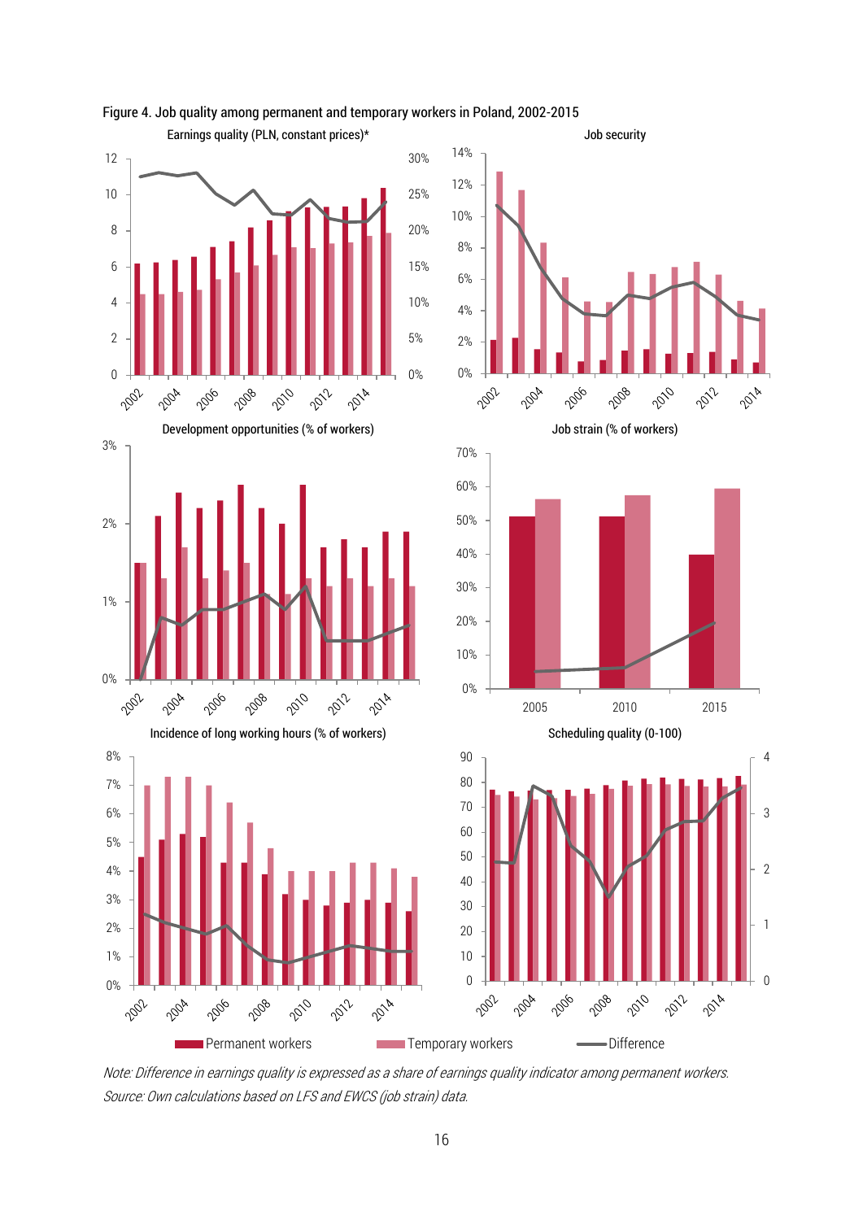Figure 4. Job quality among permanent and temporary workers in Poland, 2002-2015

Earnings quality (PLN, constant prices)*

Job security

Development opportunities (% of workers)

Job strain (% of workers)

Incidence of long working hours (% of workers)

Scheduling quality (0-100)

Permanent workers | Temporary workers | Difference

*Note: Difference in earnings quality is expressed as a share of earnings quality indicator among permanent workers.*
*Source: Own calculations based on LFS and EWCS (job strain) data.*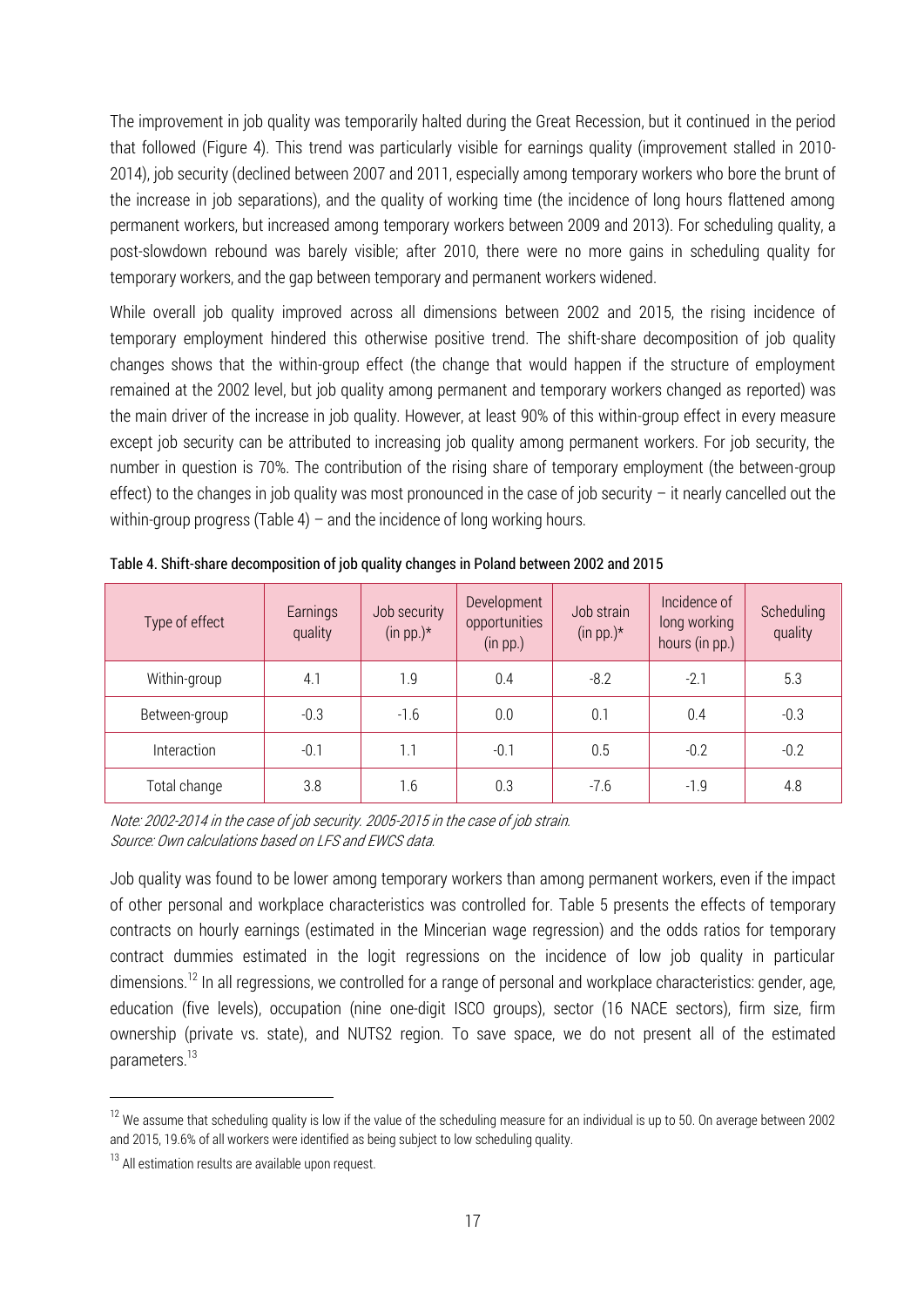The improvement in job quality was temporarily halted during the Great Recession, but it continued in the period that followed (Figure 4). This trend was particularly visible for earnings quality (improvement stalled in 2010-2014), job security (declined between 2007 and 2011, especially among temporary workers who bore the brunt of the increase in job separations), and the quality of working time (the incidence of long hours flattened among permanent workers, but increased among temporary workers between 2009 and 2013). For scheduling quality, a post-slowdown rebound was barely visible; after 2010, there were no more gains in scheduling quality for temporary workers, and the gap between temporary and permanent workers widened.

While overall job quality improved across all dimensions between 2002 and 2015, the rising incidence of temporary employment hindered this otherwise positive trend. The shift-share decomposition of job quality changes shows that the within-group effect (the change that would happen if the structure of employment remained at the 2002 level, but job quality among permanent and temporary workers changed as reported) was the main driver of the increase in job quality. However, at least 90% of this within-group effect in every measure except job security can be attributed to increasing job quality among permanent workers. For job security, the number in question is 70%. The contribution of the rising share of temporary employment (the between-group effect) to the changes in job quality was most pronounced in the case of job security – it nearly cancelled out the within-group progress (Table 4) – and the incidence of long working hours.

Table 4. Shift-share decomposition of job quality changes in Poland between 2002 and 2015

| Type of effect | Earnings quality | Job security (in pp.)* | Development opportunities (in pp.) | Job strain (in pp.)* | Incidence of long working hours (in pp.) | Scheduling quality |
|---|---|---|---|---|---|---|
| Within-group | 4.1 | 1.9 | 0.4 | -8.2 | -2.1 | 5.3 |
| Between-group | -0.3 | -1.6 | 0.0 | 0.1 | 0.4 | -0.3 |
| Interaction | -0.1 | 1.1 | -0.1 | 0.5 | -0.2 | -0.2 |
| Total change | 3.8 | 1.6 | 0.3 | -7.6 | -1.9 | 4.8 |

*Note: 2002-2014 in the case of job security. 2005-2015 in the case of job strain.*
*Source: Own calculations based on LFS and EWCS data.*

Job quality was found to be lower among temporary workers than among permanent workers, even if the impact of other personal and workplace characteristics was controlled for. Table 5 presents the effects of temporary contracts on hourly earnings (estimated in the Mincerian wage regression) and the odds ratios for temporary contract dummies estimated in the logit regressions on the incidence of low job quality in particular dimensions.[12] In all regressions, we controlled for a range of personal and workplace characteristics: gender, age, education (five levels), occupation (nine one-digit ISCO groups), sector (16 NACE sectors), firm size, firm ownership (private vs. state), and NUTS2 region. To save space, we do not present all of the estimated parameters.[13]

[12] We assume that scheduling quality is low if the value of the scheduling measure for an individual is up to 50. On average between 2002 and 2015, 19.6% of all workers were identified as being subject to low scheduling quality.

[13] All estimation results are available upon request.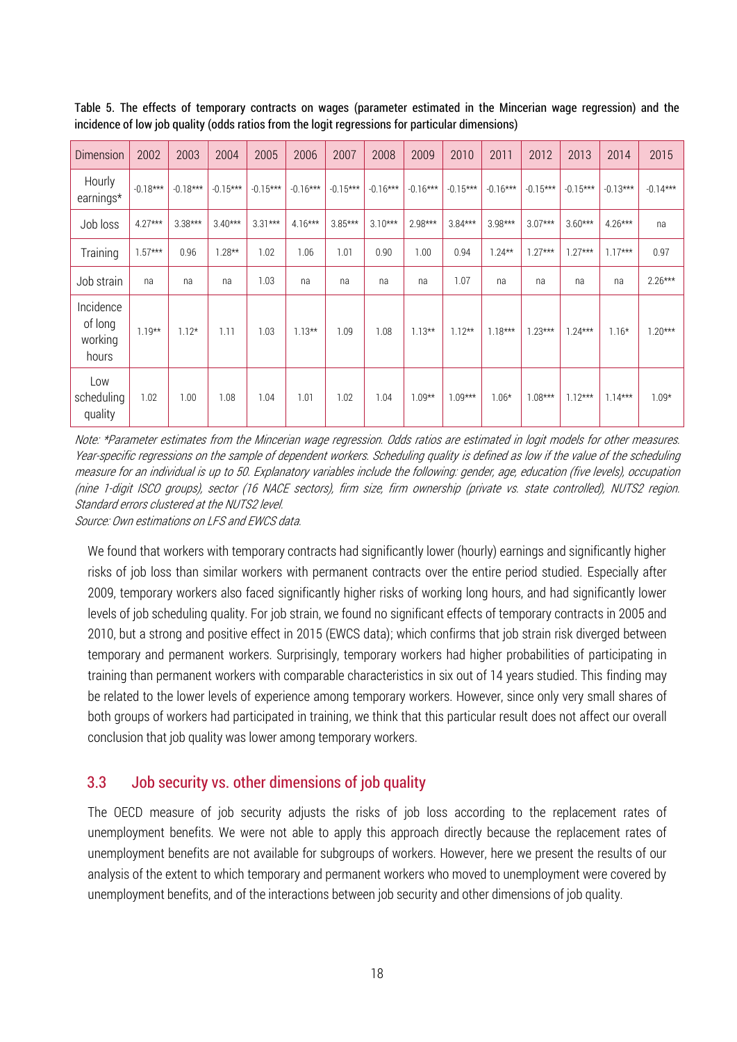Table 5. The effects of temporary contracts on wages (parameter estimated in the Mincerian wage regression) and the incidence of low job quality (odds ratios from the logit regressions for particular dimensions)

| Dimension | 2002 | 2003 | 2004 | 2005 | 2006 | 2007 | 2008 | 2009 | 2010 | 2011 | 2012 | 2013 | 2014 | 2015 |
|---|---|---|---|---|---|---|---|---|---|---|---|---|---|---|
| Hourly earnings* | -0.18*** | -0.18*** | -0.15*** | -0.15*** | -0.16*** | -0.15*** | -0.16*** | -0.16*** | -0.15*** | -0.16*** | -0.15*** | -0.15*** | -0.13*** | -0.14*** |
| Job loss | 4.27*** | 3.38*** | 3.40*** | 3.31*** | 4.16*** | 3.85*** | 3.10*** | 2.98*** | 3.84*** | 3.98*** | 3.07*** | 3.60*** | 4.26*** | na |
| Training | 1.57*** | 0.96 | 1.28** | 1.02 | 1.06 | 1.01 | 0.90 | 1.00 | 0.94 | 1.24** | 1.27*** | 1.27*** | 1.17*** | 0.97 |
| Job strain | na | na | na | 1.03 | na | na | na | na | 1.07 | na | na | na | na | 2.26*** |
| Incidence of long working hours | 1.19** | 1.12* | 1.11 | 1.03 | 1.13** | 1.09 | 1.08 | 1.13** | 1.12** | 1.18*** | 1.23*** | 1.24*** | 1.16* | 1.20*** |
| Low scheduling quality | 1.02 | 1.00 | 1.08 | 1.04 | 1.01 | 1.02 | 1.04 | 1.09** | 1.09*** | 1.06* | 1.08*** | 1.12*** | 1.14*** | 1.09* |

*Note: *Parameter estimates from the Mincerian wage regression. Odds ratios are estimated in logit models for other measures. Year-specific regressions on the sample of dependent workers. Scheduling quality is defined as low if the value of the scheduling measure for an individual is up to 50. Explanatory variables include the following: gender, age, education (five levels), occupation (nine 1-digit ISCO groups), sector (16 NACE sectors), firm size, firm ownership (private vs. state controlled), NUTS2 region. Standard errors clustered at the NUTS2 level.*

*Source: Own estimations on LFS and EWCS data.*

We found that workers with temporary contracts had significantly lower (hourly) earnings and significantly higher risks of job loss than similar workers with permanent contracts over the entire period studied. Especially after 2009, temporary workers also faced significantly higher risks of working long hours, and had significantly lower levels of job scheduling quality. For job strain, we found no significant effects of temporary contracts in 2005 and 2010, but a strong and positive effect in 2015 (EWCS data); which confirms that job strain risk diverged between temporary and permanent workers. Surprisingly, temporary workers had higher probabilities of participating in training than permanent workers with comparable characteristics in six out of 14 years studied. This finding may be related to the lower levels of experience among temporary workers. However, since only very small shares of both groups of workers had participated in training, we think that this particular result does not affect our overall conclusion that job quality was lower among temporary workers.

## 3.3 Job security vs. other dimensions of job quality

The OECD measure of job security adjusts the risks of job loss according to the replacement rates of unemployment benefits. We were not able to apply this approach directly because the replacement rates of unemployment benefits are not available for subgroups of workers. However, here we present the results of our analysis of the extent to which temporary and permanent workers who moved to unemployment were covered by unemployment benefits, and of the interactions between job security and other dimensions of job quality.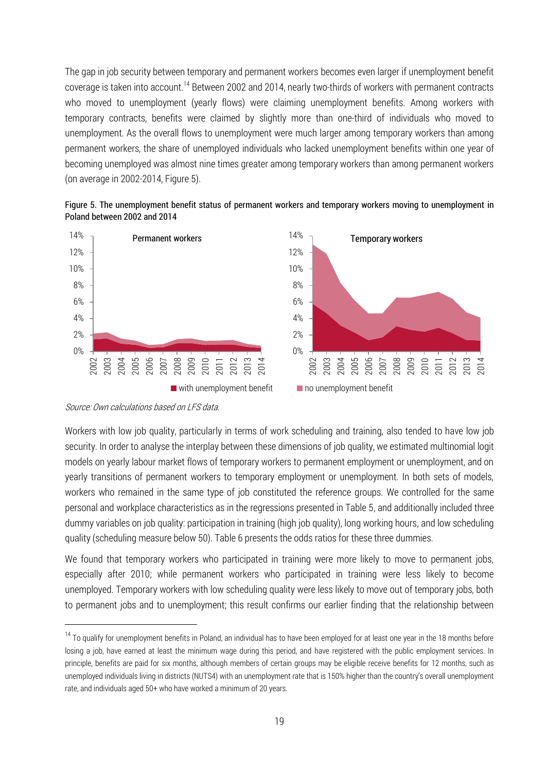The gap in job security between temporary and permanent workers becomes even larger if unemployment benefit coverage is taken into account.[14] Between 2002 and 2014, nearly two-thirds of workers with permanent contracts who moved to unemployment (yearly flows) were claiming unemployment benefits. Among workers with temporary contracts, benefits were claimed by slightly more than one-third of individuals who moved to unemployment. As the overall flows to unemployment were much larger among temporary workers than among permanent workers, the share of unemployed individuals who lacked unemployment benefits within one year of becoming unemployed was almost nine times greater among temporary workers than among permanent workers (on average in 2002-2014, Figure 5).

**Figure 5. The unemployment benefit status of permanent workers and temporary workers moving to unemployment in Poland between 2002 and 2014**

*Source: Own calculations based on LFS data.*

Workers with low job quality, particularly in terms of work scheduling and training, also tended to have low job security. In order to analyse the interplay between these dimensions of job quality, we estimated multinomial logit models on yearly labour market flows of temporary workers to permanent employment or unemployment, and on yearly transitions of permanent workers to temporary employment or unemployment. In both sets of models, workers who remained in the same type of job constituted the reference groups. We controlled for the same personal and workplace characteristics as in the regressions presented in Table 5, and additionally included three dummy variables on job quality: participation in training (high job quality), long working hours, and low scheduling quality (scheduling measure below 50). Table 6 presents the odds ratios for these three dummies.

We found that temporary workers who participated in training were more likely to move to permanent jobs, especially after 2010; while permanent workers who participated in training were less likely to become unemployed. Temporary workers with low scheduling quality were less likely to move out of temporary jobs, both to permanent jobs and to unemployment; this result confirms our earlier finding that the relationship between

[14] To qualify for unemployment benefits in Poland, an individual has to have been employed for at least one year in the 18 months before losing a job, have earned at least the minimum wage during this period, and have registered with the public employment services. In principle, benefits are paid for six months, although members of certain groups may be eligible receive benefits for 12 months, such as unemployed individuals living in districts (NUTS4) with an unemployment rate that is 150% higher than the country's overall unemployment rate, and individuals aged 50+ who have worked a minimum of 20 years.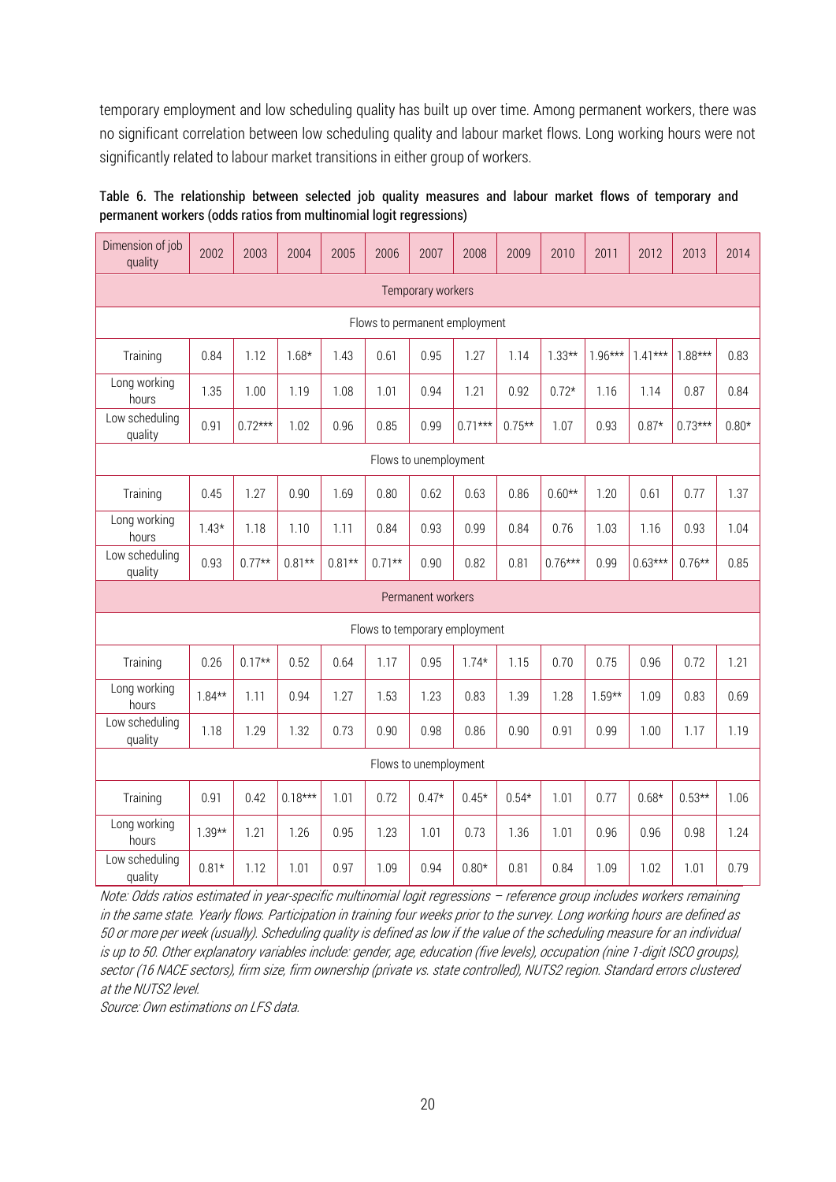temporary employment and low scheduling quality has built up over time. Among permanent workers, there was no significant correlation between low scheduling quality and labour market flows. Long working hours were not significantly related to labour market transitions in either group of workers.

Table 6. The relationship between selected job quality measures and labour market flows of temporary and permanent workers (odds ratios from multinomial logit regressions)

| Dimension of job quality | 2002 | 2003 | 2004 | 2005 | 2006 | 2007 | 2008 | 2009 | 2010 | 2011 | 2012 | 2013 | 2014 |
|---|---|---|---|---|---|---|---|---|---|---|---|---|---|
| Temporary workers | | | | | | | | | | | | | |
| Flows to permanent employment | | | | | | | | | | | | | |
| Training | 0.84 | 1.12 | 1.68* | 1.43 | 0.61 | 0.95 | 1.27 | 1.14 | 1.33** | 1.96*** | 1.41*** | 1.88*** | 0.83 |
| Long working hours | 1.35 | 1.00 | 1.19 | 1.08 | 1.01 | 0.94 | 1.21 | 0.92 | 0.72* | 1.16 | 1.14 | 0.87 | 0.84 |
| Low scheduling quality | 0.91 | 0.72*** | 1.02 | 0.96 | 0.85 | 0.99 | 0.71*** | 0.75** | 1.07 | 0.93 | 0.87* | 0.73*** | 0.80* |
| Flows to unemployment | | | | | | | | | | | | | |
| Training | 0.45 | 1.27 | 0.90 | 1.69 | 0.80 | 0.62 | 0.63 | 0.86 | 0.60** | 1.20 | 0.61 | 0.77 | 1.37 |
| Long working hours | 1.43* | 1.18 | 1.10 | 1.11 | 0.84 | 0.93 | 0.99 | 0.84 | 0.76 | 1.03 | 1.16 | 0.93 | 1.04 |
| Low scheduling quality | 0.93 | 0.77** | 0.81** | 0.81** | 0.71** | 0.90 | 0.82 | 0.81 | 0.76*** | 0.99 | 0.63*** | 0.76** | 0.85 |
| Permanent workers | | | | | | | | | | | | | |
| Flows to temporary employment | | | | | | | | | | | | | |
| Training | 0.26 | 0.17** | 0.52 | 0.64 | 1.17 | 0.95 | 1.74* | 1.15 | 0.70 | 0.75 | 0.96 | 0.72 | 1.21 |
| Long working hours | 1.84** | 1.11 | 0.94 | 1.27 | 1.53 | 1.23 | 0.83 | 1.39 | 1.28 | 1.59** | 1.09 | 0.83 | 0.69 |
| Low scheduling quality | 1.18 | 1.29 | 1.32 | 0.73 | 0.90 | 0.98 | 0.86 | 0.90 | 0.91 | 0.99 | 1.00 | 1.17 | 1.19 |
| Flows to unemployment | | | | | | | | | | | | | |
| Training | 0.91 | 0.42 | 0.18*** | 1.01 | 0.72 | 0.47* | 0.45* | 0.54* | 1.01 | 0.77 | 0.68* | 0.53** | 1.06 |
| Long working hours | 1.39** | 1.21 | 1.26 | 0.95 | 1.23 | 1.01 | 0.73 | 1.36 | 1.01 | 0.96 | 0.96 | 0.98 | 1.24 |
| Low scheduling quality | 0.81* | 1.12 | 1.01 | 0.97 | 1.09 | 0.94 | 0.80* | 0.81 | 0.84 | 1.09 | 1.02 | 1.01 | 0.79 |

*Note: Odds ratios estimated in year-specific multinomial logit regressions – reference group includes workers remaining in the same state. Yearly flows. Participation in training four weeks prior to the survey. Long working hours are defined as 50 or more per week (usually). Scheduling quality is defined as low if the value of the scheduling measure for an individual is up to 50. Other explanatory variables include: gender, age, education (five levels), occupation (nine 1-digit ISCO groups), sector (16 NACE sectors), firm size, firm ownership (private vs. state controlled), NUTS2 region. Standard errors clustered at the NUTS2 level.*

*Source: Own estimations on LFS data.*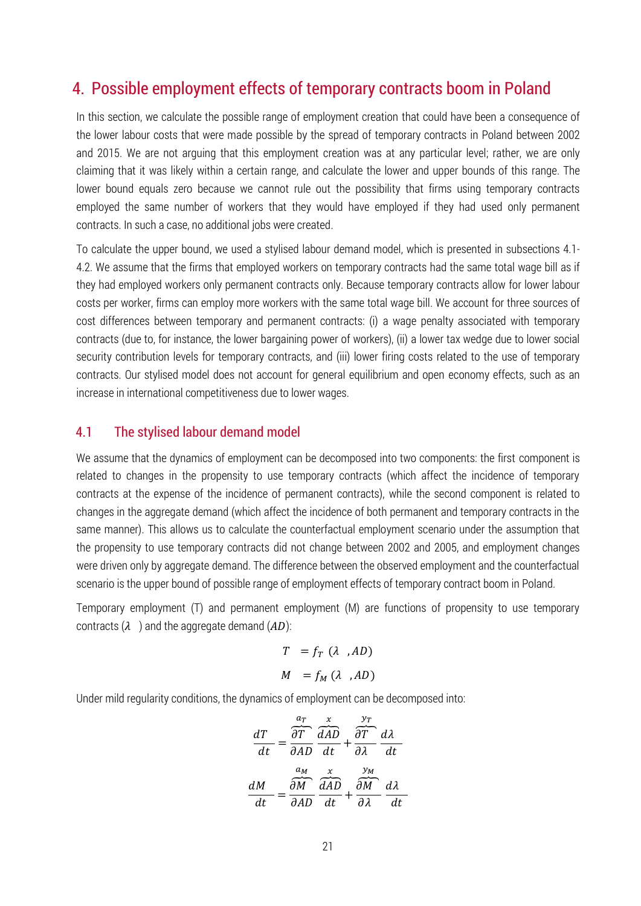# 4. Possible employment effects of temporary contracts boom in Poland

In this section, we calculate the possible range of employment creation that could have been a consequence of the lower labour costs that were made possible by the spread of temporary contracts in Poland between 2002 and 2015. We are not arguing that this employment creation was at any particular level; rather, we are only claiming that it was likely within a certain range, and calculate the lower and upper bounds of this range. The lower bound equals zero because we cannot rule out the possibility that firms using temporary contracts employed the same number of workers that they would have employed if they had used only permanent contracts. In such a case, no additional jobs were created.

To calculate the upper bound, we used a stylised labour demand model, which is presented in subsections 4.1-4.2. We assume that the firms that employed workers on temporary contracts had the same total wage bill as if they had employed workers only permanent contracts only. Because temporary contracts allow for lower labour costs per worker, firms can employ more workers with the same total wage bill. We account for three sources of cost differences between temporary and permanent contracts: (i) a wage penalty associated with temporary contracts (due to, for instance, the lower bargaining power of workers), (ii) a lower tax wedge due to lower social security contribution levels for temporary contracts, and (iii) lower firing costs related to the use of temporary contracts. Our stylised model does not account for general equilibrium and open economy effects, such as an increase in international competitiveness due to lower wages.

## 4.1 The stylised labour demand model

We assume that the dynamics of employment can be decomposed into two components: the first component is related to changes in the propensity to use temporary contracts (which affect the incidence of temporary contracts at the expense of the incidence of permanent contracts), while the second component is related to changes in the aggregate demand (which affect the incidence of both permanent and temporary contracts in the same manner). This allows us to calculate the counterfactual employment scenario under the assumption that the propensity to use temporary contracts did not change between 2002 and 2005, and employment changes were driven only by aggregate demand. The difference between the observed employment and the counterfactual scenario is the upper bound of possible range of employment effects of temporary contract boom in Poland.

Temporary employment (T) and permanent employment (M) are functions of propensity to use temporary contracts ($\lambda$ ) and the aggregate demand ($AD$):

$$T = f_T(\lambda, AD)$$

$$M = f_M(\lambda, AD)$$

Under mild regularity conditions, the dynamics of employment can be decomposed into:

$$\frac{dT}{dt} = \overbrace{\frac{\partial T}{\partial AD}}^{a_T} \overbrace{\frac{dAD}{dt}}^{x} + \overbrace{\frac{\partial T}{\partial \lambda}}^{y_T} \frac{d\lambda}{dt}$$

$$\frac{dM}{dt} = \overbrace{\frac{\partial M}{\partial AD}}^{a_M} \overbrace{\frac{dAD}{dt}}^{x} + \overbrace{\frac{\partial M}{\partial \lambda}}^{y_M} \frac{d\lambda}{dt}$$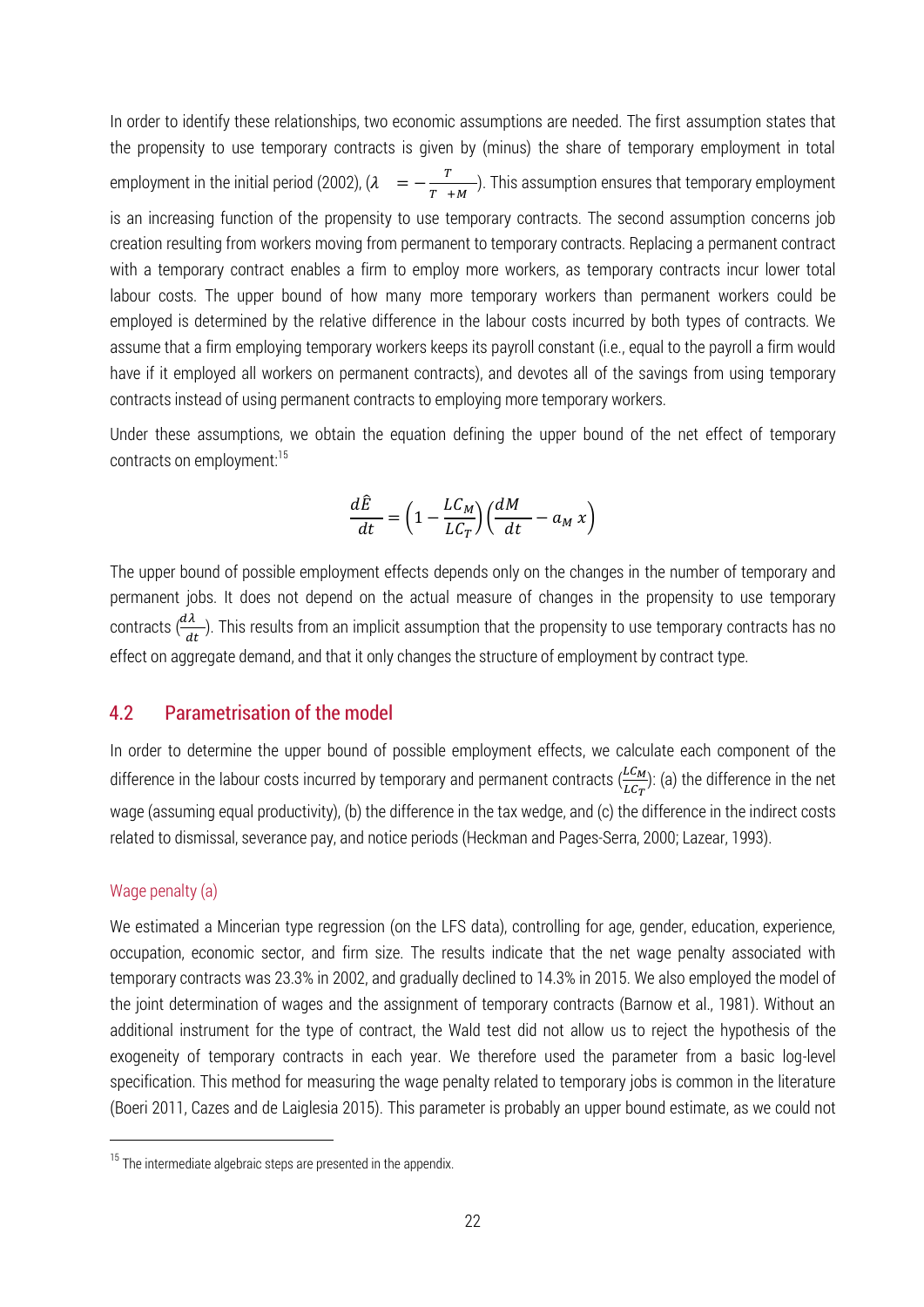In order to identify these relationships, two economic assumptions are needed. The first assumption states that the propensity to use temporary contracts is given by (minus) the share of temporary employment in total employment in the initial period (2002), ($\lambda = -\frac{T}{T+M}$). This assumption ensures that temporary employment is an increasing function of the propensity to use temporary contracts. The second assumption concerns job creation resulting from workers moving from permanent to temporary contracts. Replacing a permanent contract with a temporary contract enables a firm to employ more workers, as temporary contracts incur lower total labour costs. The upper bound of how many more temporary workers than permanent workers could be employed is determined by the relative difference in the labour costs incurred by both types of contracts. We assume that a firm employing temporary workers keeps its payroll constant (i.e., equal to the payroll a firm would have if it employed all workers on permanent contracts), and devotes all of the savings from using temporary contracts instead of using permanent contracts to employing more temporary workers.

Under these assumptions, we obtain the equation defining the upper bound of the net effect of temporary contracts on employment:[15]

$$\frac{d\hat{E}}{dt} = \left(1 - \frac{LC_M}{LC_T}\right)\left(\frac{dM}{dt} - a_M\, x\right)$$

The upper bound of possible employment effects depends only on the changes in the number of temporary and permanent jobs. It does not depend on the actual measure of changes in the propensity to use temporary contracts ($\frac{d\lambda}{dt}$). This results from an implicit assumption that the propensity to use temporary contracts has no effect on aggregate demand, and that it only changes the structure of employment by contract type.

## 4.2 Parametrisation of the model

In order to determine the upper bound of possible employment effects, we calculate each component of the difference in the labour costs incurred by temporary and permanent contracts ($\frac{LC_M}{LC_T}$): (a) the difference in the net wage (assuming equal productivity), (b) the difference in the tax wedge, and (c) the difference in the indirect costs related to dismissal, severance pay, and notice periods (Heckman and Pages-Serra, 2000; Lazear, 1993).

### Wage penalty (a)

We estimated a Mincerian type regression (on the LFS data), controlling for age, gender, education, experience, occupation, economic sector, and firm size. The results indicate that the net wage penalty associated with temporary contracts was 23.3% in 2002, and gradually declined to 14.3% in 2015. We also employed the model of the joint determination of wages and the assignment of temporary contracts (Barnow et al., 1981). Without an additional instrument for the type of contract, the Wald test did not allow us to reject the hypothesis of the exogeneity of temporary contracts in each year. We therefore used the parameter from a basic log-level specification. This method for measuring the wage penalty related to temporary jobs is common in the literature (Boeri 2011, Cazes and de Laiglesia 2015). This parameter is probably an upper bound estimate, as we could not

[15] The intermediate algebraic steps are presented in the appendix.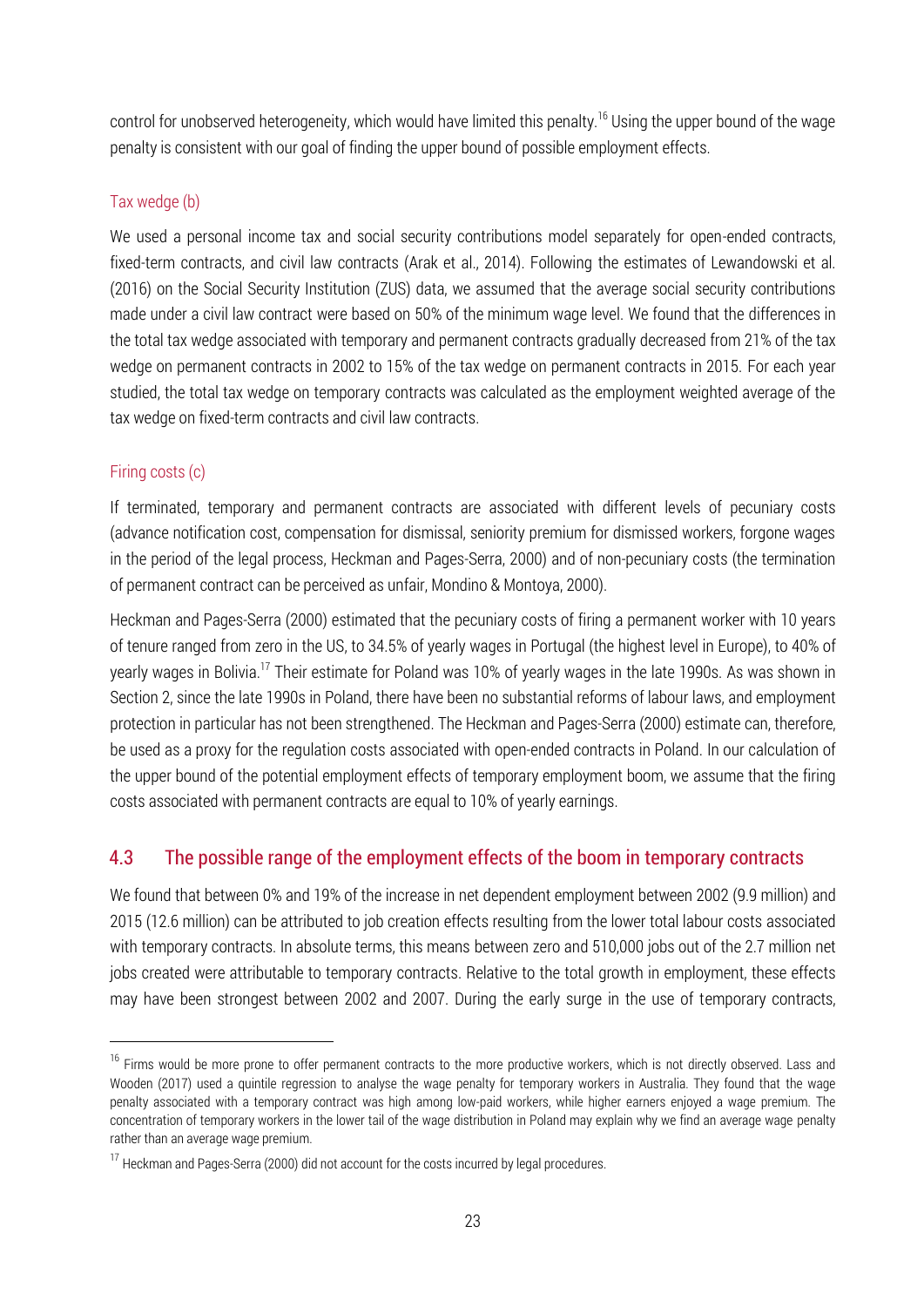control for unobserved heterogeneity, which would have limited this penalty.[16] Using the upper bound of the wage penalty is consistent with our goal of finding the upper bound of possible employment effects.

### Tax wedge (b)

We used a personal income tax and social security contributions model separately for open-ended contracts, fixed-term contracts, and civil law contracts (Arak et al., 2014). Following the estimates of Lewandowski et al. (2016) on the Social Security Institution (ZUS) data, we assumed that the average social security contributions made under a civil law contract were based on 50% of the minimum wage level. We found that the differences in the total tax wedge associated with temporary and permanent contracts gradually decreased from 21% of the tax wedge on permanent contracts in 2002 to 15% of the tax wedge on permanent contracts in 2015. For each year studied, the total tax wedge on temporary contracts was calculated as the employment weighted average of the tax wedge on fixed-term contracts and civil law contracts.

### Firing costs (c)

If terminated, temporary and permanent contracts are associated with different levels of pecuniary costs (advance notification cost, compensation for dismissal, seniority premium for dismissed workers, forgone wages in the period of the legal process, Heckman and Pages-Serra, 2000) and of non-pecuniary costs (the termination of permanent contract can be perceived as unfair, Mondino & Montoya, 2000).

Heckman and Pages-Serra (2000) estimated that the pecuniary costs of firing a permanent worker with 10 years of tenure ranged from zero in the US, to 34.5% of yearly wages in Portugal (the highest level in Europe), to 40% of yearly wages in Bolivia.[17] Their estimate for Poland was 10% of yearly wages in the late 1990s. As was shown in Section 2, since the late 1990s in Poland, there have been no substantial reforms of labour laws, and employment protection in particular has not been strengthened. The Heckman and Pages-Serra (2000) estimate can, therefore, be used as a proxy for the regulation costs associated with open-ended contracts in Poland. In our calculation of the upper bound of the potential employment effects of temporary employment boom, we assume that the firing costs associated with permanent contracts are equal to 10% of yearly earnings.

## 4.3 The possible range of the employment effects of the boom in temporary contracts

We found that between 0% and 19% of the increase in net dependent employment between 2002 (9.9 million) and 2015 (12.6 million) can be attributed to job creation effects resulting from the lower total labour costs associated with temporary contracts. In absolute terms, this means between zero and 510,000 jobs out of the 2.7 million net jobs created were attributable to temporary contracts. Relative to the total growth in employment, these effects may have been strongest between 2002 and 2007. During the early surge in the use of temporary contracts,

---

[16] Firms would be more prone to offer permanent contracts to the more productive workers, which is not directly observed. Lass and Wooden (2017) used a quintile regression to analyse the wage penalty for temporary workers in Australia. They found that the wage penalty associated with a temporary contract was high among low-paid workers, while higher earners enjoyed a wage premium. The concentration of temporary workers in the lower tail of the wage distribution in Poland may explain why we find an average wage penalty rather than an average wage premium.

[17] Heckman and Pages-Serra (2000) did not account for the costs incurred by legal procedures.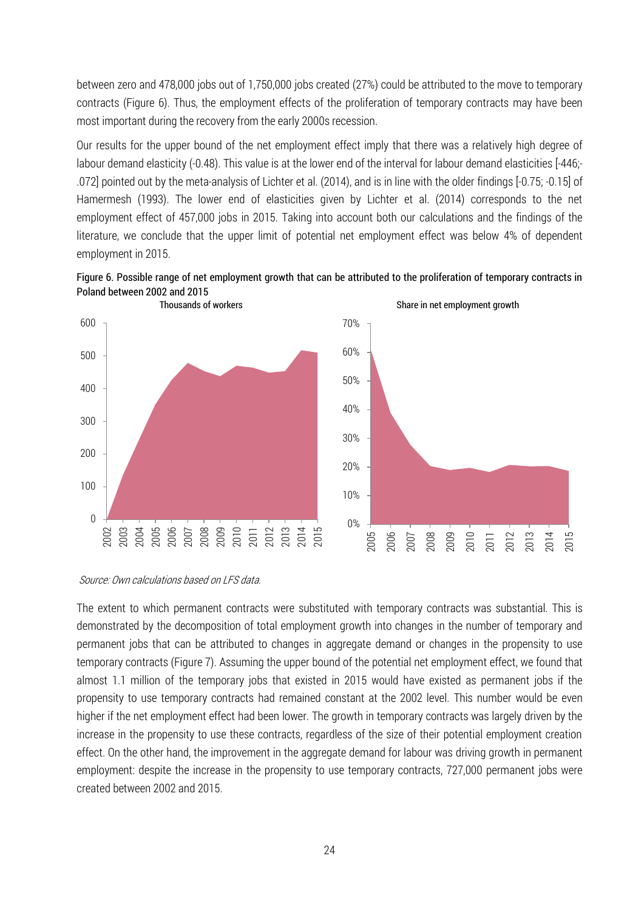between zero and 478,000 jobs out of 1,750,000 jobs created (27%) could be attributed to the move to temporary contracts (Figure 6). Thus, the employment effects of the proliferation of temporary contracts may have been most important during the recovery from the early 2000s recession.

Our results for the upper bound of the net employment effect imply that there was a relatively high degree of labour demand elasticity (-0.48). This value is at the lower end of the interval for labour demand elasticities [-446;-.072] pointed out by the meta-analysis of Lichter et al. (2014), and is in line with the older findings [-0.75; -0.15] of Hamermesh (1993). The lower end of elasticities given by Lichter et al. (2014) corresponds to the net employment effect of 457,000 jobs in 2015. Taking into account both our calculations and the findings of the literature, we conclude that the upper limit of potential net employment effect was below 4% of dependent employment in 2015.

**Figure 6. Possible range of net employment growth that can be attributed to the proliferation of temporary contracts in Poland between 2002 and 2015**

*Source: Own calculations based on LFS data.*

The extent to which permanent contracts were substituted with temporary contracts was substantial. This is demonstrated by the decomposition of total employment growth into changes in the number of temporary and permanent jobs that can be attributed to changes in aggregate demand or changes in the propensity to use temporary contracts (Figure 7). Assuming the upper bound of the potential net employment effect, we found that almost 1.1 million of the temporary jobs that existed in 2015 would have existed as permanent jobs if the propensity to use temporary contracts had remained constant at the 2002 level. This number would be even higher if the net employment effect had been lower. The growth in temporary contracts was largely driven by the increase in the propensity to use these contracts, regardless of the size of their potential employment creation effect. On the other hand, the improvement in the aggregate demand for labour was driving growth in permanent employment: despite the increase in the propensity to use temporary contracts, 727,000 permanent jobs were created between 2002 and 2015.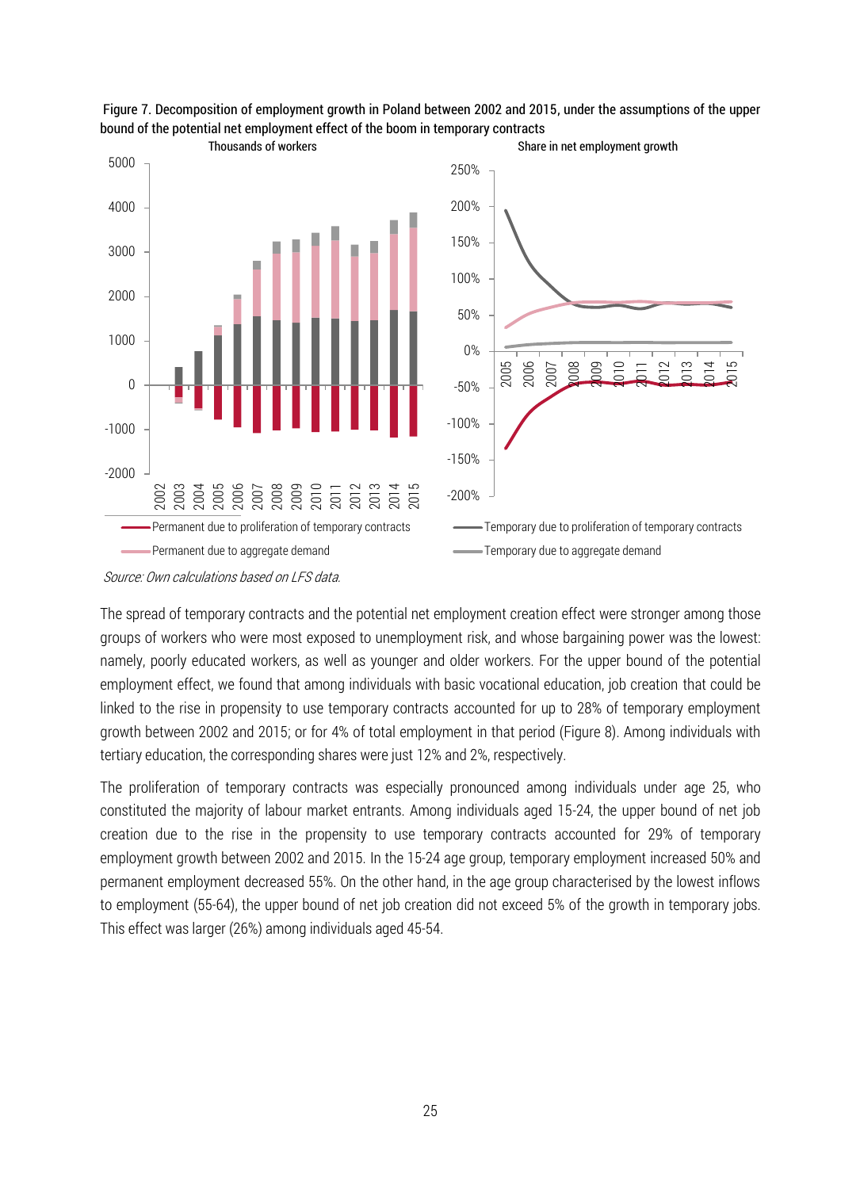Figure 7. Decomposition of employment growth in Poland between 2002 and 2015, under the assumptions of the upper bound of the potential net employment effect of the boom in temporary contracts

*Source: Own calculations based on LFS data.*

The spread of temporary contracts and the potential net employment creation effect were stronger among those groups of workers who were most exposed to unemployment risk, and whose bargaining power was the lowest: namely, poorly educated workers, as well as younger and older workers. For the upper bound of the potential employment effect, we found that among individuals with basic vocational education, job creation that could be linked to the rise in propensity to use temporary contracts accounted for up to 28% of temporary employment growth between 2002 and 2015; or for 4% of total employment in that period (Figure 8). Among individuals with tertiary education, the corresponding shares were just 12% and 2%, respectively.

The proliferation of temporary contracts was especially pronounced among individuals under age 25, who constituted the majority of labour market entrants. Among individuals aged 15-24, the upper bound of net job creation due to the rise in the propensity to use temporary contracts accounted for 29% of temporary employment growth between 2002 and 2015. In the 15-24 age group, temporary employment increased 50% and permanent employment decreased 55%. On the other hand, in the age group characterised by the lowest inflows to employment (55-64), the upper bound of net job creation did not exceed 5% of the growth in temporary jobs. This effect was larger (26%) among individuals aged 45-54.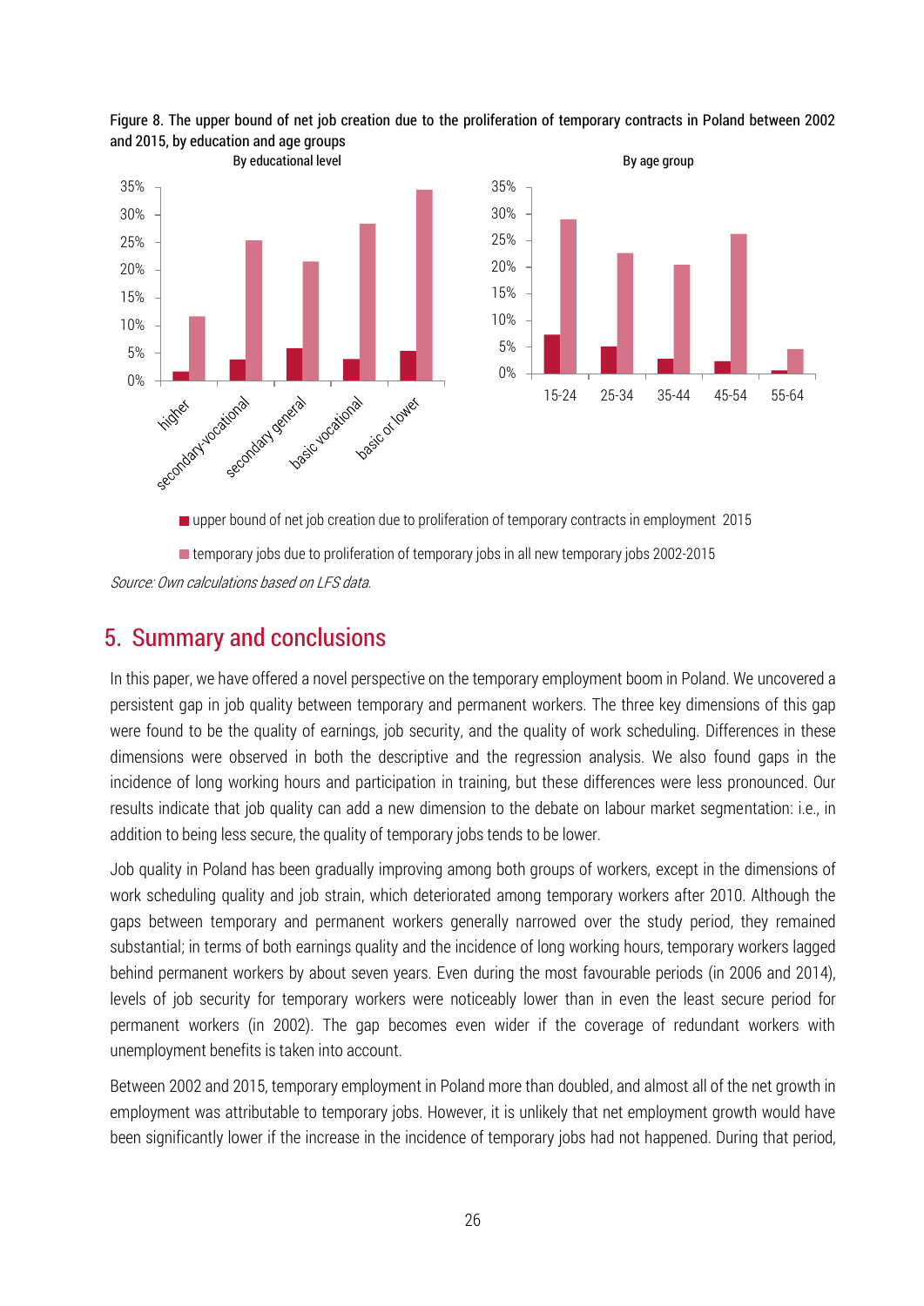Figure 8. The upper bound of net job creation due to the proliferation of temporary contracts in Poland between 2002 and 2015, by education and age groups

By educational level

By age group

■ upper bound of net job creation due to proliferation of temporary contracts in employment 2015

■ temporary jobs due to proliferation of temporary jobs in all new temporary jobs 2002-2015

*Source: Own calculations based on LFS data.*

## 5. Summary and conclusions

In this paper, we have offered a novel perspective on the temporary employment boom in Poland. We uncovered a persistent gap in job quality between temporary and permanent workers. The three key dimensions of this gap were found to be the quality of earnings, job security, and the quality of work scheduling. Differences in these dimensions were observed in both the descriptive and the regression analysis. We also found gaps in the incidence of long working hours and participation in training, but these differences were less pronounced. Our results indicate that job quality can add a new dimension to the debate on labour market segmentation: i.e., in addition to being less secure, the quality of temporary jobs tends to be lower.

Job quality in Poland has been gradually improving among both groups of workers, except in the dimensions of work scheduling quality and job strain, which deteriorated among temporary workers after 2010. Although the gaps between temporary and permanent workers generally narrowed over the study period, they remained substantial; in terms of both earnings quality and the incidence of long working hours, temporary workers lagged behind permanent workers by about seven years. Even during the most favourable periods (in 2006 and 2014), levels of job security for temporary workers were noticeably lower than in even the least secure period for permanent workers (in 2002). The gap becomes even wider if the coverage of redundant workers with unemployment benefits is taken into account.

Between 2002 and 2015, temporary employment in Poland more than doubled, and almost all of the net growth in employment was attributable to temporary jobs. However, it is unlikely that net employment growth would have been significantly lower if the increase in the incidence of temporary jobs had not happened. During that period,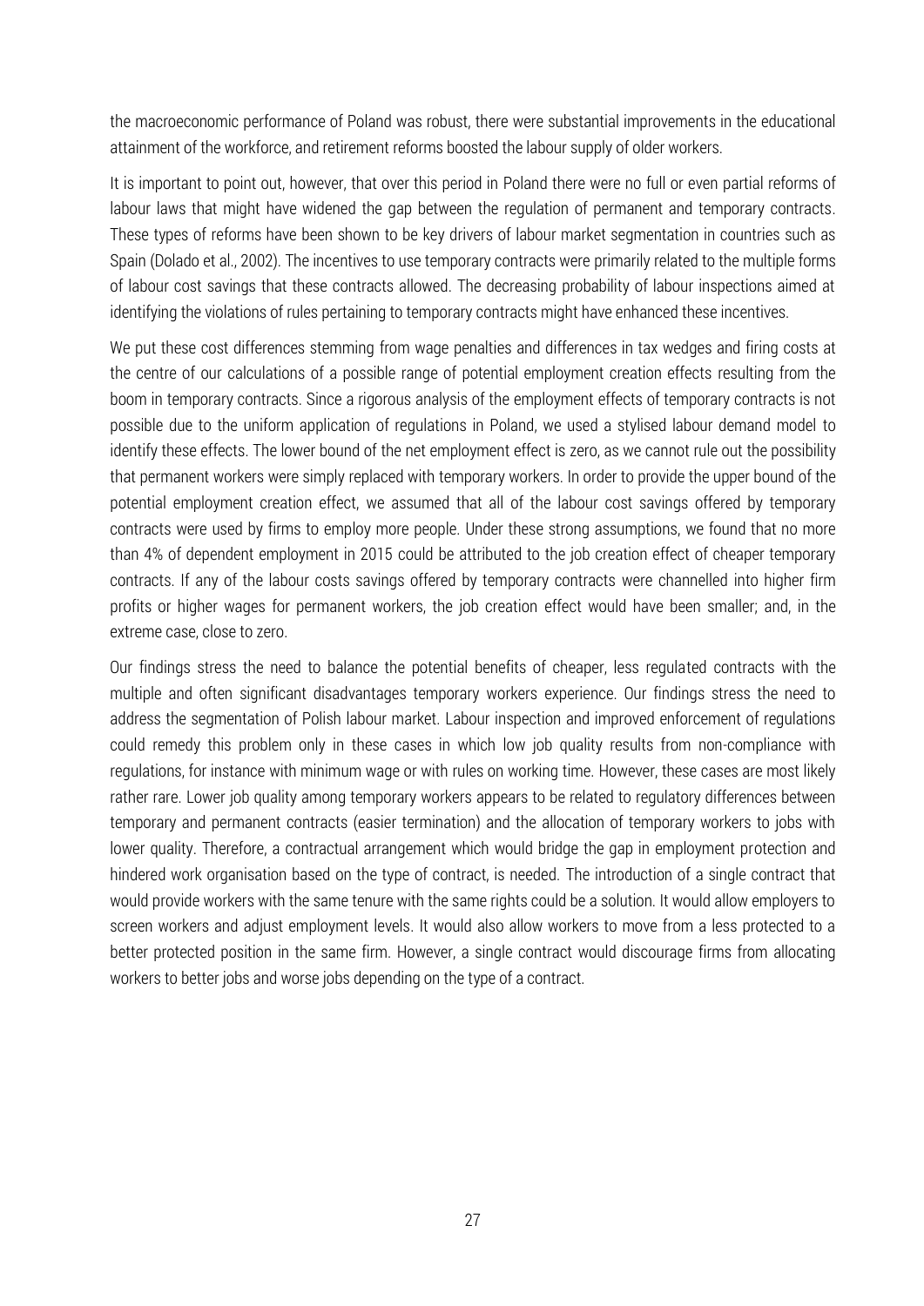the macroeconomic performance of Poland was robust, there were substantial improvements in the educational attainment of the workforce, and retirement reforms boosted the labour supply of older workers.

It is important to point out, however, that over this period in Poland there were no full or even partial reforms of labour laws that might have widened the gap between the regulation of permanent and temporary contracts. These types of reforms have been shown to be key drivers of labour market segmentation in countries such as Spain (Dolado et al., 2002). The incentives to use temporary contracts were primarily related to the multiple forms of labour cost savings that these contracts allowed. The decreasing probability of labour inspections aimed at identifying the violations of rules pertaining to temporary contracts might have enhanced these incentives.

We put these cost differences stemming from wage penalties and differences in tax wedges and firing costs at the centre of our calculations of a possible range of potential employment creation effects resulting from the boom in temporary contracts. Since a rigorous analysis of the employment effects of temporary contracts is not possible due to the uniform application of regulations in Poland, we used a stylised labour demand model to identify these effects. The lower bound of the net employment effect is zero, as we cannot rule out the possibility that permanent workers were simply replaced with temporary workers. In order to provide the upper bound of the potential employment creation effect, we assumed that all of the labour cost savings offered by temporary contracts were used by firms to employ more people. Under these strong assumptions, we found that no more than 4% of dependent employment in 2015 could be attributed to the job creation effect of cheaper temporary contracts. If any of the labour costs savings offered by temporary contracts were channelled into higher firm profits or higher wages for permanent workers, the job creation effect would have been smaller; and, in the extreme case, close to zero.

Our findings stress the need to balance the potential benefits of cheaper, less regulated contracts with the multiple and often significant disadvantages temporary workers experience. Our findings stress the need to address the segmentation of Polish labour market. Labour inspection and improved enforcement of regulations could remedy this problem only in these cases in which low job quality results from non-compliance with regulations, for instance with minimum wage or with rules on working time. However, these cases are most likely rather rare. Lower job quality among temporary workers appears to be related to regulatory differences between temporary and permanent contracts (easier termination) and the allocation of temporary workers to jobs with lower quality. Therefore, a contractual arrangement which would bridge the gap in employment protection and hindered work organisation based on the type of contract, is needed. The introduction of a single contract that would provide workers with the same tenure with the same rights could be a solution. It would allow employers to screen workers and adjust employment levels. It would also allow workers to move from a less protected to a better protected position in the same firm. However, a single contract would discourage firms from allocating workers to better jobs and worse jobs depending on the type of a contract.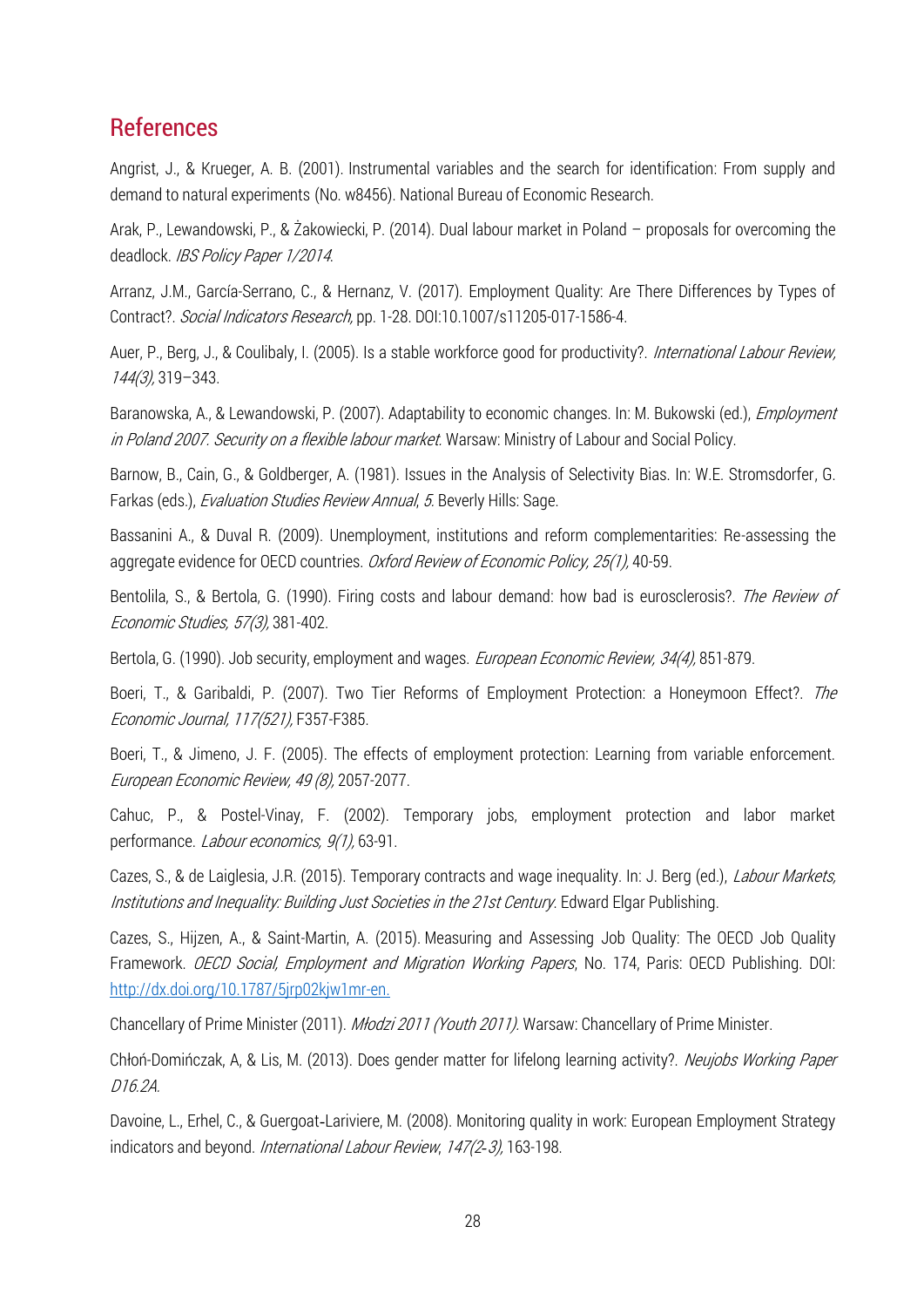## References

Angrist, J., & Krueger, A. B. (2001). Instrumental variables and the search for identification: From supply and demand to natural experiments (No. w8456). National Bureau of Economic Research.

Arak, P., Lewandowski, P., & Żakowiecki, P. (2014). Dual labour market in Poland – proposals for overcoming the deadlock. *IBS Policy Paper 1/2014*.

Arranz, J.M., García-Serrano, C., & Hernanz, V. (2017). Employment Quality: Are There Differences by Types of Contract?. *Social Indicators Research*, pp. 1-28. DOI:10.1007/s11205-017-1586-4.

Auer, P., Berg, J., & Coulibaly, I. (2005). Is a stable workforce good for productivity?. *International Labour Review, 144(3),* 319–343.

Baranowska, A., & Lewandowski, P. (2007). Adaptability to economic changes. In: M. Bukowski (ed.), *Employment in Poland 2007. Security on a flexible labour market*. Warsaw: Ministry of Labour and Social Policy.

Barnow, B., Cain, G., & Goldberger, A. (1981). Issues in the Analysis of Selectivity Bias. In: W.E. Stromsdorfer, G. Farkas (eds.), *Evaluation Studies Review Annual*, *5*. Beverly Hills: Sage.

Bassanini A., & Duval R. (2009). Unemployment, institutions and reform complementarities: Re-assessing the aggregate evidence for OECD countries. *Oxford Review of Economic Policy, 25(1),* 40-59.

Bentolila, S., & Bertola, G. (1990). Firing costs and labour demand: how bad is eurosclerosis?. *The Review of Economic Studies, 57(3),* 381-402.

Bertola, G. (1990). Job security, employment and wages. *European Economic Review, 34(4),* 851-879.

Boeri, T., & Garibaldi, P. (2007). Two Tier Reforms of Employment Protection: a Honeymoon Effect?. *The Economic Journal, 117(521),* F357-F385.

Boeri, T., & Jimeno, J. F. (2005). The effects of employment protection: Learning from variable enforcement. *European Economic Review, 49 (8),* 2057-2077.

Cahuc, P., & Postel-Vinay, F. (2002). Temporary jobs, employment protection and labor market performance. *Labour economics, 9(1),* 63-91.

Cazes, S., & de Laiglesia, J.R. (2015). Temporary contracts and wage inequality. In: J. Berg (ed.), *Labour Markets, Institutions and Inequality: Building Just Societies in the 21st Century*. Edward Elgar Publishing.

Cazes, S., Hijzen, A., & Saint-Martin, A. (2015). Measuring and Assessing Job Quality: The OECD Job Quality Framework. *OECD Social, Employment and Migration Working Papers*, No. 174, Paris: OECD Publishing. DOI: http://dx.doi.org/10.1787/5jrp02kjw1mr-en.

Chancellary of Prime Minister (2011). *Młodzi 2011 (Youth 2011).* Warsaw: Chancellary of Prime Minister.

Chłoń-Domińczak, A, & Lis, M. (2013). Does gender matter for lifelong learning activity?. *Neujobs Working Paper D16.2A*.

Davoine, L., Erhel, C., & Guergoat-Lariviere, M. (2008). Monitoring quality in work: European Employment Strategy indicators and beyond. *International Labour Review*, *147(2-3),* 163-198.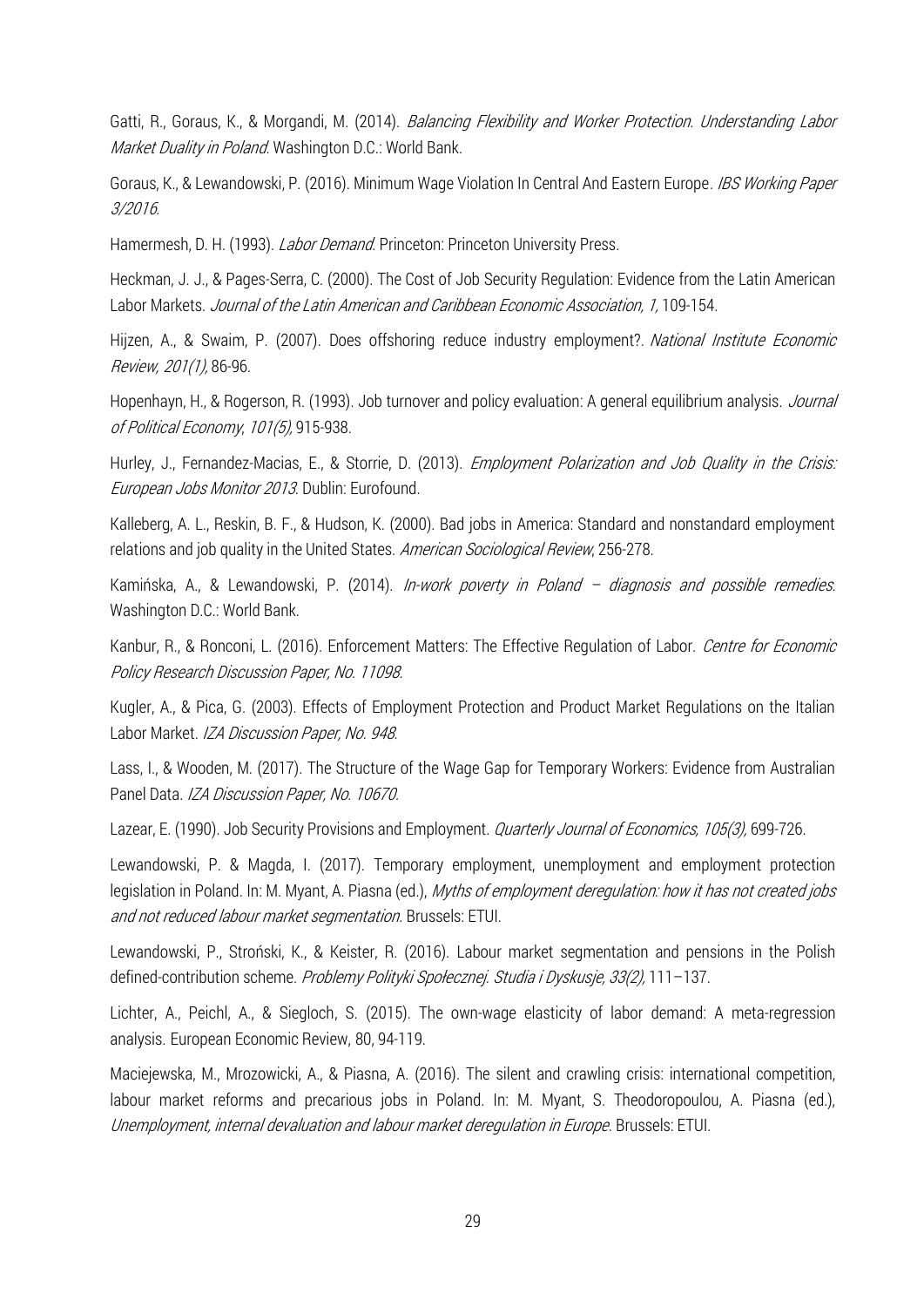Gatti, R., Goraus, K., & Morgandi, M. (2014). *Balancing Flexibility and Worker Protection. Understanding Labor Market Duality in Poland*. Washington D.C.: World Bank.

Goraus, K., & Lewandowski, P. (2016). Minimum Wage Violation In Central And Eastern Europe. *IBS Working Paper 3/2016*.

Hamermesh, D. H. (1993). *Labor Demand*. Princeton: Princeton University Press.

Heckman, J. J., & Pages-Serra, C. (2000). The Cost of Job Security Regulation: Evidence from the Latin American Labor Markets. *Journal of the Latin American and Caribbean Economic Association, 1,* 109-154.

Hijzen, A., & Swaim, P. (2007). Does offshoring reduce industry employment?. *National Institute Economic Review, 201(1),* 86-96.

Hopenhayn, H., & Rogerson, R. (1993). Job turnover and policy evaluation: A general equilibrium analysis. *Journal of Political Economy*, *101(5),* 915-938.

Hurley, J., Fernandez-Macias, E., & Storrie, D. (2013). *Employment Polarization and Job Quality in the Crisis: European Jobs Monitor 2013*. Dublin: Eurofound.

Kalleberg, A. L., Reskin, B. F., & Hudson, K. (2000). Bad jobs in America: Standard and nonstandard employment relations and job quality in the United States. *American Sociological Review*, 256-278.

Kamińska, A., & Lewandowski, P. (2014). *In-work poverty in Poland – diagnosis and possible remedies*. Washington D.C.: World Bank.

Kanbur, R., & Ronconi, L. (2016). Enforcement Matters: The Effective Regulation of Labor. *Centre for Economic Policy Research Discussion Paper, No. 11098*.

Kugler, A., & Pica, G. (2003). Effects of Employment Protection and Product Market Regulations on the Italian Labor Market. *IZA Discussion Paper, No. 948*.

Lass, I., & Wooden, M. (2017). The Structure of the Wage Gap for Temporary Workers: Evidence from Australian Panel Data. *IZA Discussion Paper, No. 10670*.

Lazear, E. (1990). Job Security Provisions and Employment. *Quarterly Journal of Economics, 105(3),* 699-726.

Lewandowski, P. & Magda, I. (2017). Temporary employment, unemployment and employment protection legislation in Poland. In: M. Myant, A. Piasna (ed.), *Myths of employment deregulation: how it has not created jobs and not reduced labour market segmentation*. Brussels: ETUI.

Lewandowski, P., Stroński, K., & Keister, R. (2016). Labour market segmentation and pensions in the Polish defined-contribution scheme. *Problemy Polityki Społecznej. Studia i Dyskusje, 33(2),* 111–137.

Lichter, A., Peichl, A., & Siegloch, S. (2015). The own-wage elasticity of labor demand: A meta-regression analysis. European Economic Review, 80, 94-119.

Maciejewska, M., Mrozowicki, A., & Piasna, A. (2016). The silent and crawling crisis: international competition, labour market reforms and precarious jobs in Poland. In: M. Myant, S. Theodoropoulou, A. Piasna (ed.), *Unemployment, internal devaluation and labour market deregulation in Europe*. Brussels: ETUI.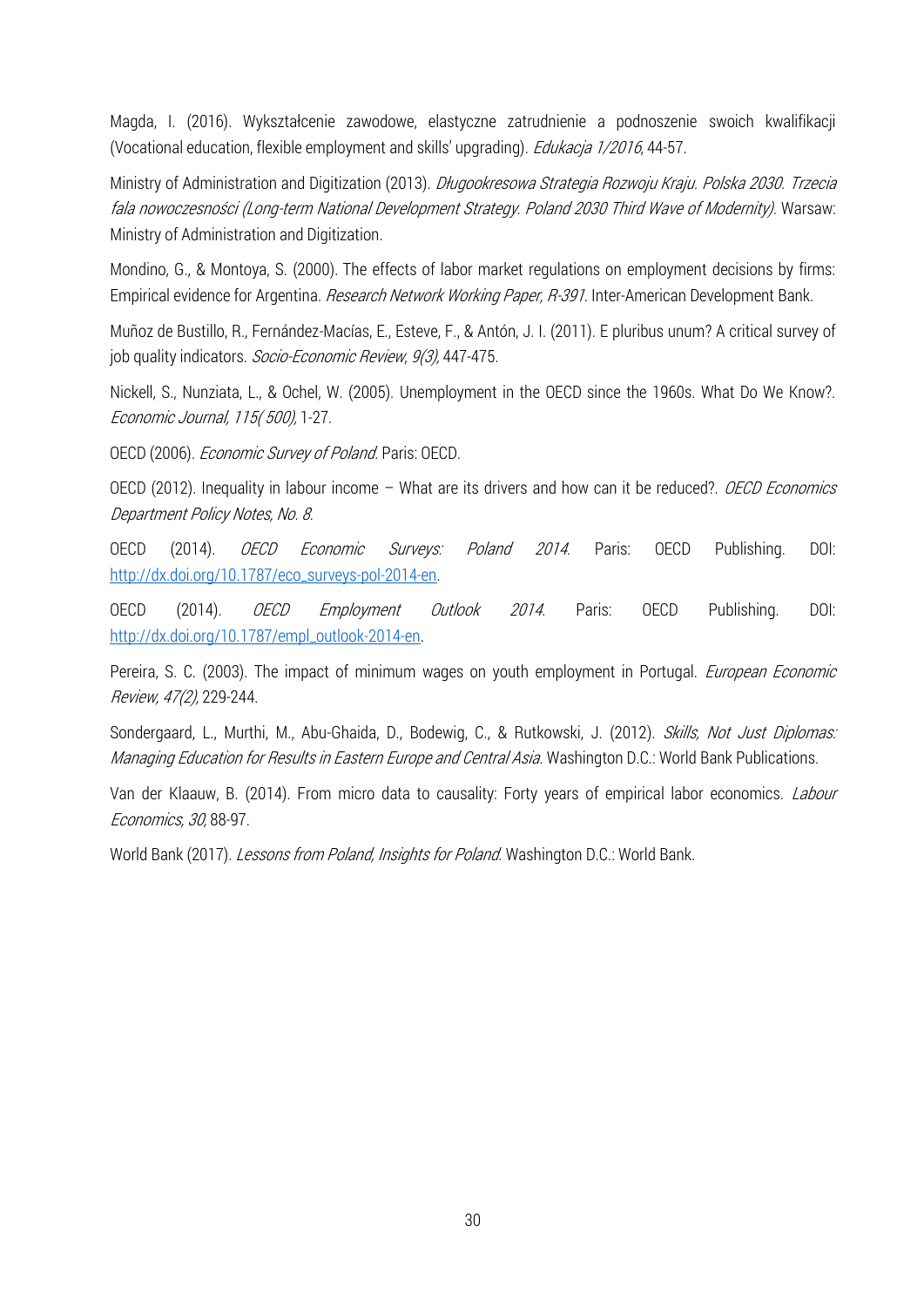Magda, I. (2016). Wykształcenie zawodowe, elastyczne zatrudnienie a podnoszenie swoich kwalifikacji (Vocational education, flexible employment and skills' upgrading). *Edukacja 1/2016*, 44-57.

Ministry of Administration and Digitization (2013). *Długookresowa Strategia Rozwoju Kraju. Polska 2030. Trzecia fala nowoczesności (Long-term National Development Strategy. Poland 2030 Third Wave of Modernity)*. Warsaw: Ministry of Administration and Digitization.

Mondino, G., & Montoya, S. (2000). The effects of labor market regulations on employment decisions by firms: Empirical evidence for Argentina. *Research Network Working Paper, R-391*. Inter-American Development Bank.

Muñoz de Bustillo, R., Fernández-Macías, E., Esteve, F., & Antón, J. I. (2011). E pluribus unum? A critical survey of job quality indicators. *Socio-Economic Review*, *9(3),* 447-475.

Nickell, S., Nunziata, L., & Ochel, W. (2005). Unemployment in the OECD since the 1960s. What Do We Know?. *Economic Journal, 115( 500),* 1-27.

OECD (2006). *Economic Survey of Poland*. Paris: OECD.

OECD (2012). Inequality in labour income – What are its drivers and how can it be reduced?. *OECD Economics Department Policy Notes, No. 8.*

OECD (2014). *OECD Economic Surveys: Poland 2014*. Paris: OECD Publishing. DOI: http://dx.doi.org/10.1787/eco_surveys-pol-2014-en.

OECD (2014). *OECD Employment Outlook 2014*. Paris: OECD Publishing. DOI: http://dx.doi.org/10.1787/empl_outlook-2014-en.

Pereira, S. C. (2003). The impact of minimum wages on youth employment in Portugal. *European Economic Review, 47(2),* 229-244.

Sondergaard, L., Murthi, M., Abu-Ghaida, D., Bodewig, C., & Rutkowski, J. (2012). *Skills, Not Just Diplomas: Managing Education for Results in Eastern Europe and Central Asia*. Washington D.C.: World Bank Publications.

Van der Klaauw, B. (2014). From micro data to causality: Forty years of empirical labor economics. *Labour Economics, 30,* 88-97.

World Bank (2017). *Lessons from Poland, Insights for Poland*. Washington D.C.: World Bank.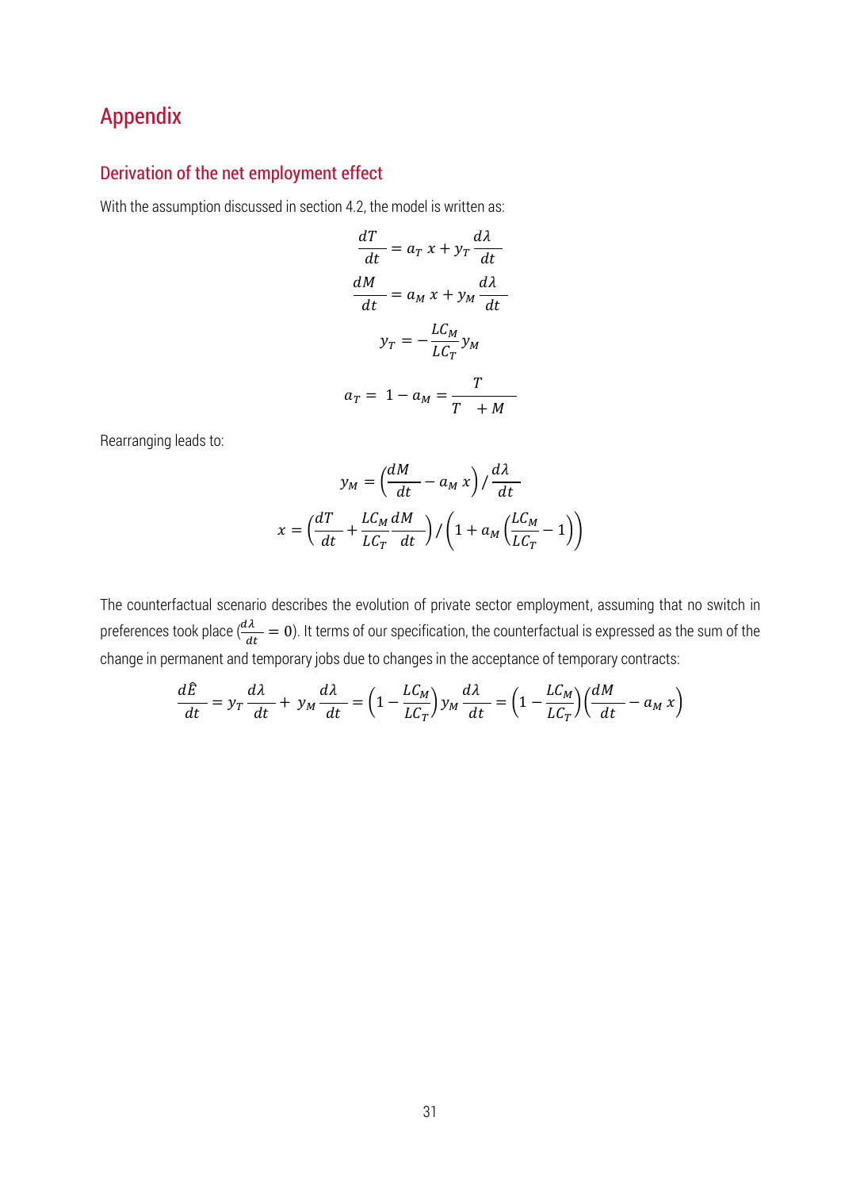# Appendix

## Derivation of the net employment effect

With the assumption discussed in section 4.2, the model is written as:

$$\frac{dT}{dt} = a_T\, x + y_T\, \frac{d\lambda}{dt}$$

$$\frac{dM}{dt} = a_M\, x + y_M\, \frac{d\lambda}{dt}$$

$$y_T = -\frac{LC_M}{LC_T} y_M$$

$$a_T = \ 1 - a_M = \frac{T}{T \ \ + M}$$

Rearranging leads to:

$$y_M = \left(\frac{dM}{dt} - a_M\, x\right) / \frac{d\lambda}{dt}$$

$$x = \left(\frac{dT}{dt} + \frac{LC_M}{LC_T}\frac{dM}{dt}\right) / \left(1 + a_M\left(\frac{LC_M}{LC_T} - 1\right)\right)$$

The counterfactual scenario describes the evolution of private sector employment, assuming that no switch in preferences took place ($\frac{d\lambda}{dt} = 0$). It terms of our specification, the counterfactual is expressed as the sum of the change in permanent and temporary jobs due to changes in the acceptance of temporary contracts:

$$\frac{d\hat{E}}{dt} = y_T\, \frac{d\lambda}{dt} + \ y_M\, \frac{d\lambda}{dt} = \left(1 - \frac{LC_M}{LC_T}\right) y_M\, \frac{d\lambda}{dt} = \left(1 - \frac{LC_M}{LC_T}\right)\left(\frac{dM}{dt} - a_M\, x\right)$$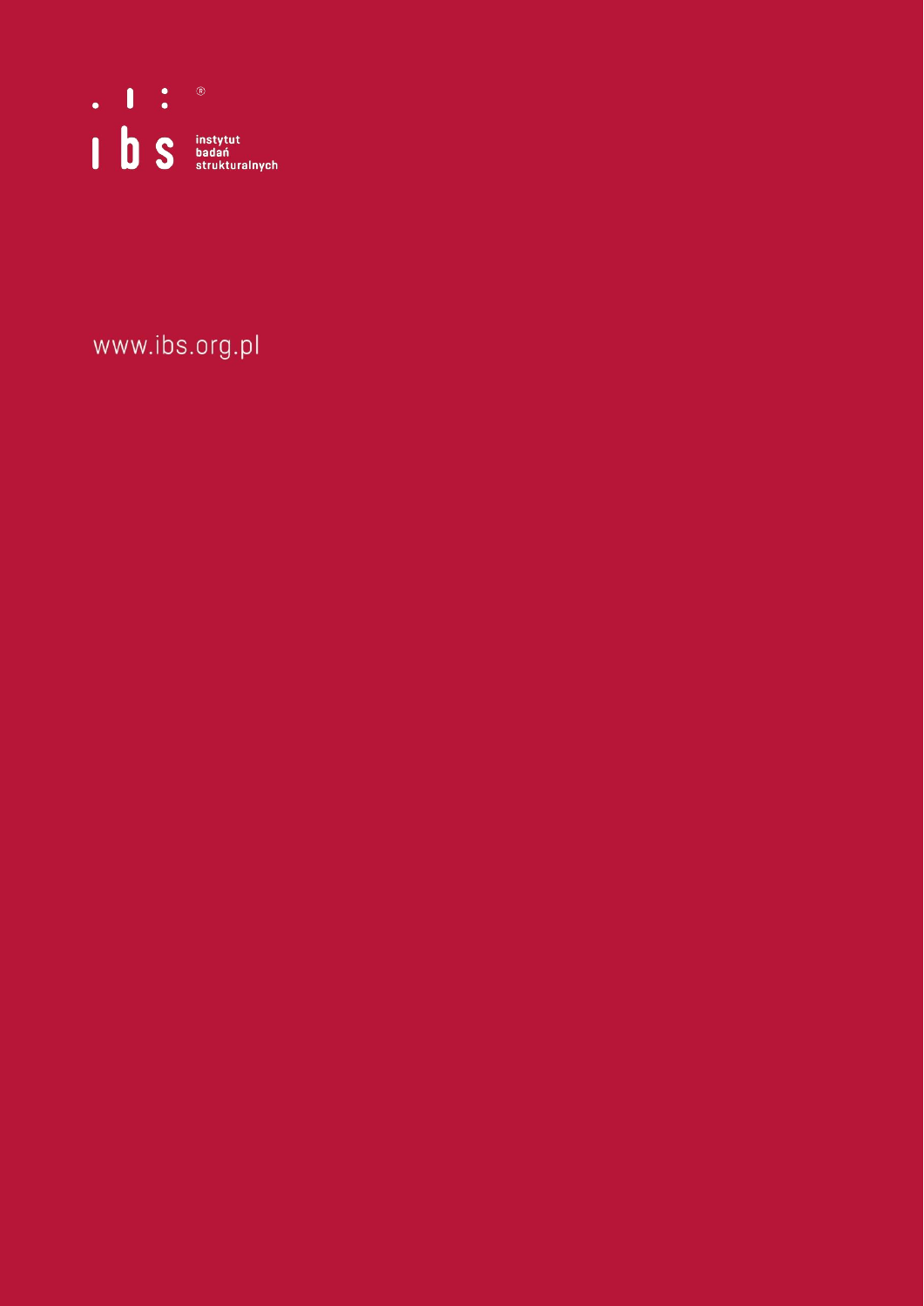ibs® instytut badań strukturalnych

www.ibs.org.pl